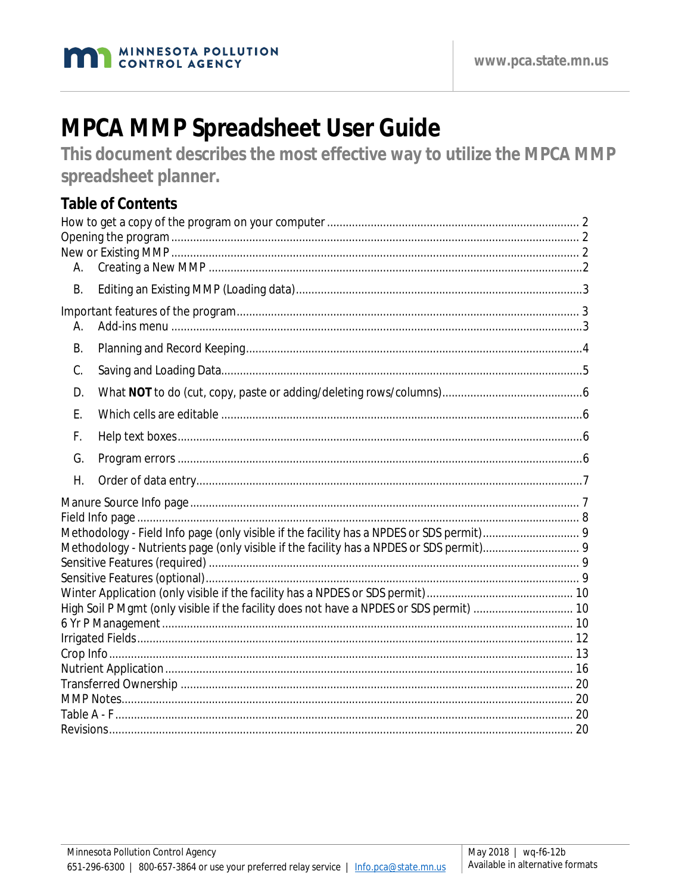MINNESOTA POLLUTION CONTROL AGENCY

www.pca.state.mn.us

# MPCA MMP Spreadsheet User Guide

**This document describes the most effective way to utilize the MPCA MMP spreadsheet planner.**

## Table of Contents

How to get a copy of the program on your computer ..... 2
Opening the program ..... 2
New or Existing MMP ..... 2

- A. Creating a New MMP ..... 2
- B. Editing an Existing MMP (Loading data) ..... 3

Important features of the program ..... 3

- A. Add-ins menu ..... 3
- B. Planning and Record Keeping ..... 4
- C. Saving and Loading Data ..... 5
- D. What **NOT** to do (cut, copy, paste or adding/deleting rows/columns) ..... 6
- E. Which cells are editable ..... 6
- F. Help text boxes ..... 6
- G. Program errors ..... 6
- H. Order of data entry ..... 7

Manure Source Info page ..... 7
Field Info page ..... 8
Methodology - Field Info page (only visible if the facility has a NPDES or SDS permit) ..... 9
Methodology - Nutrients page (only visible if the facility has a NPDES or SDS permit) ..... 9
Sensitive Features (required) ..... 9
Sensitive Features (optional) ..... 9
Winter Application (only visible if the facility has a NPDES or SDS permit) ..... 10
High Soil P Mgmt (only visible if the facility does not have a NPDES or SDS permit) ..... 10
6 Yr P Management ..... 10
Irrigated Fields ..... 12
Crop Info ..... 13
Nutrient Application ..... 16
Transferred Ownership ..... 20
MMP Notes ..... 20
Table A - F ..... 20
Revisions ..... 20

Minnesota Pollution Control Agency
651-296-6300 | 800-657-3864 or use your preferred relay service | Info.pca@state.mn.us

May 2018 | wq-f6-12b
Available in alternative formats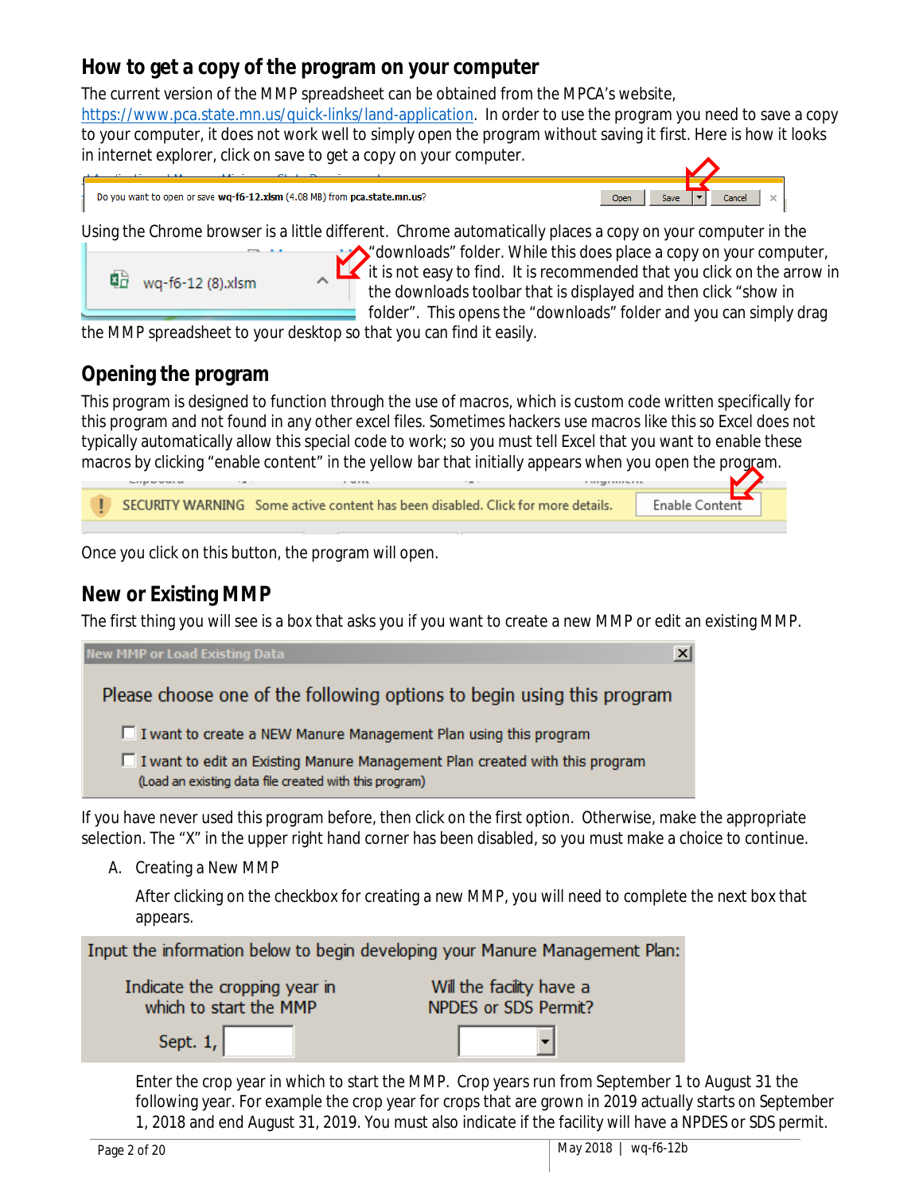## How to get a copy of the program on your computer

The current version of the MMP spreadsheet can be obtained from the MPCA's website, https://www.pca.state.mn.us/quick-links/land-application. In order to use the program you need to save a copy to your computer, it does not work well to simply open the program without saving it first. Here is how it looks in internet explorer, click on save to get a copy on your computer.

Do you want to open or save **wq-f6-12.xlsm** (4.08 MB) from **pca.state.mn.us**? Open | Save | Cancel

Using the Chrome browser is a little different. Chrome automatically places a copy on your computer in the "downloads" folder. While this does place a copy on your computer, it is not easy to find. It is recommended that you click on the arrow in the downloads toolbar that is displayed and then click "show in folder". This opens the "downloads" folder and you can simply drag the MMP spreadsheet to your desktop so that you can find it easily.

wq-f6-12 (8).xlsm

## Opening the program

This program is designed to function through the use of macros, which is custom code written specifically for this program and not found in any other excel files. Sometimes hackers use macros like this so Excel does not typically automatically allow this special code to work; so you must tell Excel that you want to enable these macros by clicking "enable content" in the yellow bar that initially appears when you open the program.

SECURITY WARNING Some active content has been disabled. Click for more details. Enable Content

Once you click on this button, the program will open.

## New or Existing MMP

The first thing you will see is a box that asks you if you want to create a new MMP or edit an existing MMP.

**New MMP or Load Existing Data**

Please choose one of the following options to begin using this program

- [ ] I want to create a NEW Manure Management Plan using this program
- [ ] I want to edit an Existing Manure Management Plan created with this program (Load an existing data file created with this program)

If you have never used this program before, then click on the first option. Otherwise, make the appropriate selection. The "X" in the upper right hand corner has been disabled, so you must make a choice to continue.

A. Creating a New MMP

After clicking on the checkbox for creating a new MMP, you will need to complete the next box that appears.

Input the information below to begin developing your Manure Management Plan:

| Indicate the cropping year in which to start the MMP | Will the facility have a NPDES or SDS Permit? |
|---|---|
| Sept. 1, | |

Enter the crop year in which to start the MMP. Crop years run from September 1 to August 31 the following year. For example the crop year for crops that are grown in 2019 actually starts on September 1, 2018 and end August 31, 2019. You must also indicate if the facility will have a NPDES or SDS permit.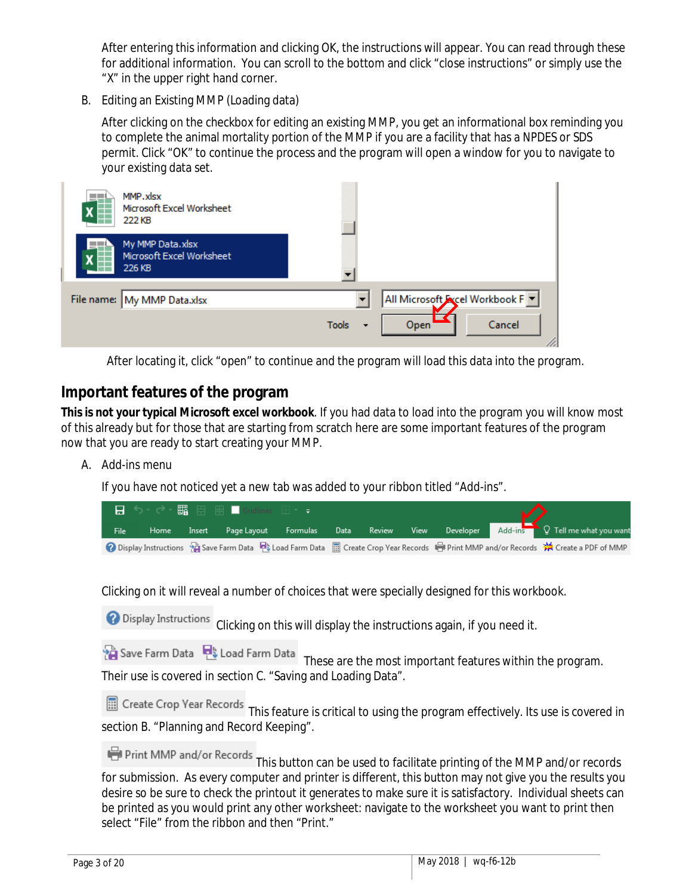After entering this information and clicking OK, the instructions will appear. You can read through these for additional information. You can scroll to the bottom and click “close instructions” or simply use the “X” in the upper right hand corner.

B. Editing an Existing MMP (Loading data)

After clicking on the checkbox for editing an existing MMP, you get an informational box reminding you to complete the animal mortality portion of the MMP if you are a facility that has a NPDES or SDS permit. Click “OK” to continue the process and the program will open a window for you to navigate to your existing data set.

After locating it, click “open” to continue and the program will load this data into the program.

## Important features of the program

**This is not your typical Microsoft excel workbook**. If you had data to load into the program you will know most of this already but for those that are starting from scratch here are some important features of the program now that you are ready to start creating your MMP.

A. Add-ins menu

If you have not noticed yet a new tab was added to your ribbon titled “Add-ins”.

Clicking on it will reveal a number of choices that were specially designed for this workbook.

Display Instructions Clicking on this will display the instructions again, if you need it.

Save Farm Data Load Farm Data These are the most important features within the program. Their use is covered in section C. “Saving and Loading Data”.

Create Crop Year Records This feature is critical to using the program effectively. Its use is covered in section B. “Planning and Record Keeping”.

Print MMP and/or Records This button can be used to facilitate printing of the MMP and/or records for submission. As every computer and printer is different, this button may not give you the results you desire so be sure to check the printout it generates to make sure it is satisfactory. Individual sheets can be printed as you would print any other worksheet: navigate to the worksheet you want to print then select “File” from the ribbon and then “Print.”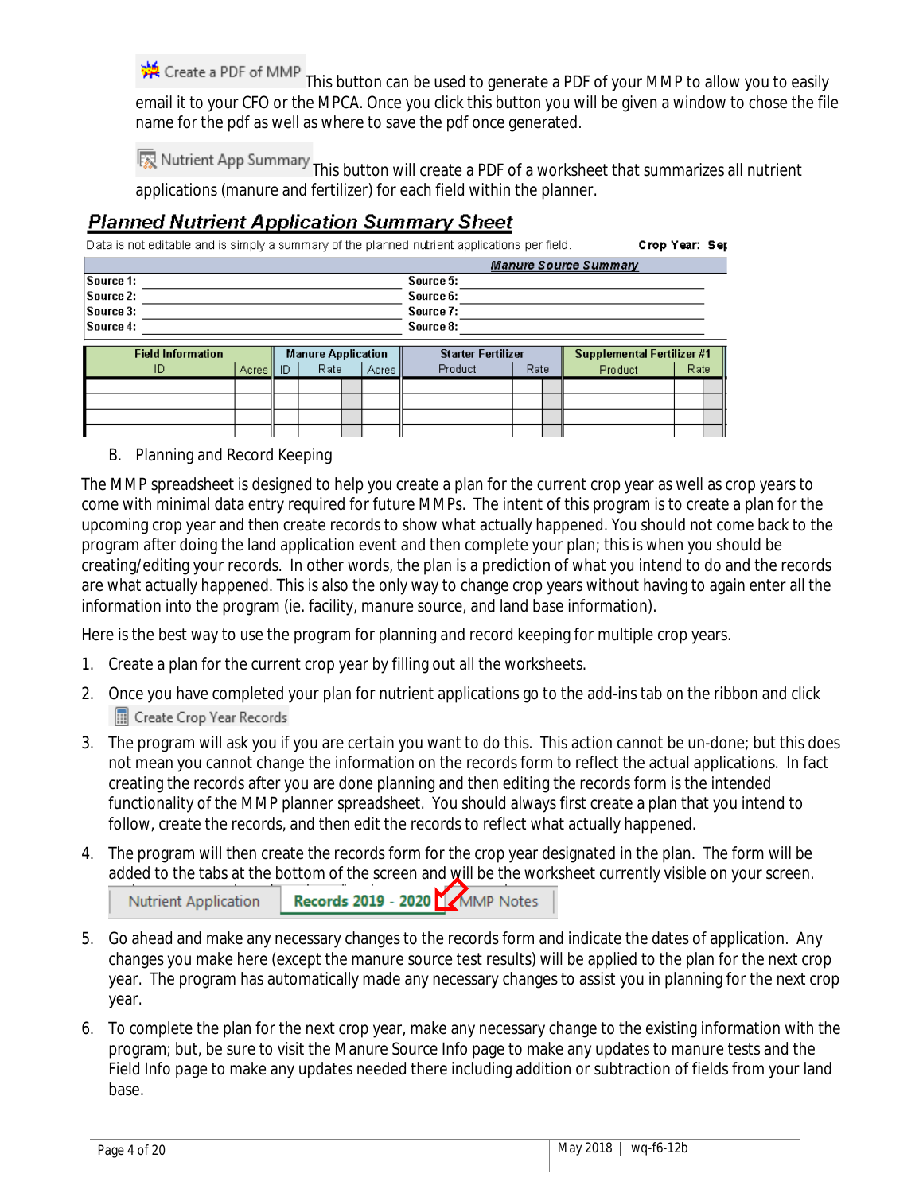Create a PDF of MMP This button can be used to generate a PDF of your MMP to allow you to easily email it to your CFO or the MPCA. Once you click this button you will be given a window to chose the file name for the pdf as well as where to save the pdf once generated.

Nutrient App Summary This button will create a PDF of a worksheet that summarizes all nutrient applications (manure and fertilizer) for each field within the planner.

## *Planned Nutrient Application Summary Sheet*

Data is not editable and is simply a summary of the planned nutrient applications per field. **Crop Year: Sep**

| | ***Manure Source Summary*** |
|---|---|
| **Source 1:** | **Source 5:** |
| **Source 2:** | **Source 6:** |
| **Source 3:** | **Source 7:** |
| **Source 4:** | **Source 8:** |

| **Field Information** | | **Manure Application** | | | **Starter Fertilizer** | | **Supplemental Fertilizer #1** | |
|---|---|---|---|---|---|---|---|---|
| ID | Acres | ID | Rate | Acres | Product | Rate | Product | Rate |
| | | | | | | | | |
| | | | | | | | | |
| | | | | | | | | |

B. Planning and Record Keeping

The MMP spreadsheet is designed to help you create a plan for the current crop year as well as crop years to come with minimal data entry required for future MMPs. The intent of this program is to create a plan for the upcoming crop year and then create records to show what actually happened. You should not come back to the program after doing the land application event and then complete your plan; this is when you should be creating/editing your records. In other words, the plan is a prediction of what you intend to do and the records are what actually happened. This is also the only way to change crop years without having to again enter all the information into the program (ie. facility, manure source, and land base information).

Here is the best way to use the program for planning and record keeping for multiple crop years.

1. Create a plan for the current crop year by filling out all the worksheets.
2. Once you have completed your plan for nutrient applications go to the add-ins tab on the ribbon and click Create Crop Year Records
3. The program will ask you if you are certain you want to do this. This action cannot be un-done; but this does not mean you cannot change the information on the records form to reflect the actual applications. In fact creating the records after you are done planning and then editing the records form is the intended functionality of the MMP planner spreadsheet. You should always first create a plan that you intend to follow, create the records, and then edit the records to reflect what actually happened.
4. The program will then create the records form for the crop year designated in the plan. The form will be added to the tabs at the bottom of the screen and will be the worksheet currently visible on your screen.
   Nutrient Application | **Records 2019 - 2020** | MMP Notes
5. Go ahead and make any necessary changes to the records form and indicate the dates of application. Any changes you make here (except the manure source test results) will be applied to the plan for the next crop year. The program has automatically made any necessary changes to assist you in planning for the next crop year.
6. To complete the plan for the next crop year, make any necessary change to the existing information with the program; but, be sure to visit the Manure Source Info page to make any updates to manure tests and the Field Info page to make any updates needed there including addition or subtraction of fields from your land base.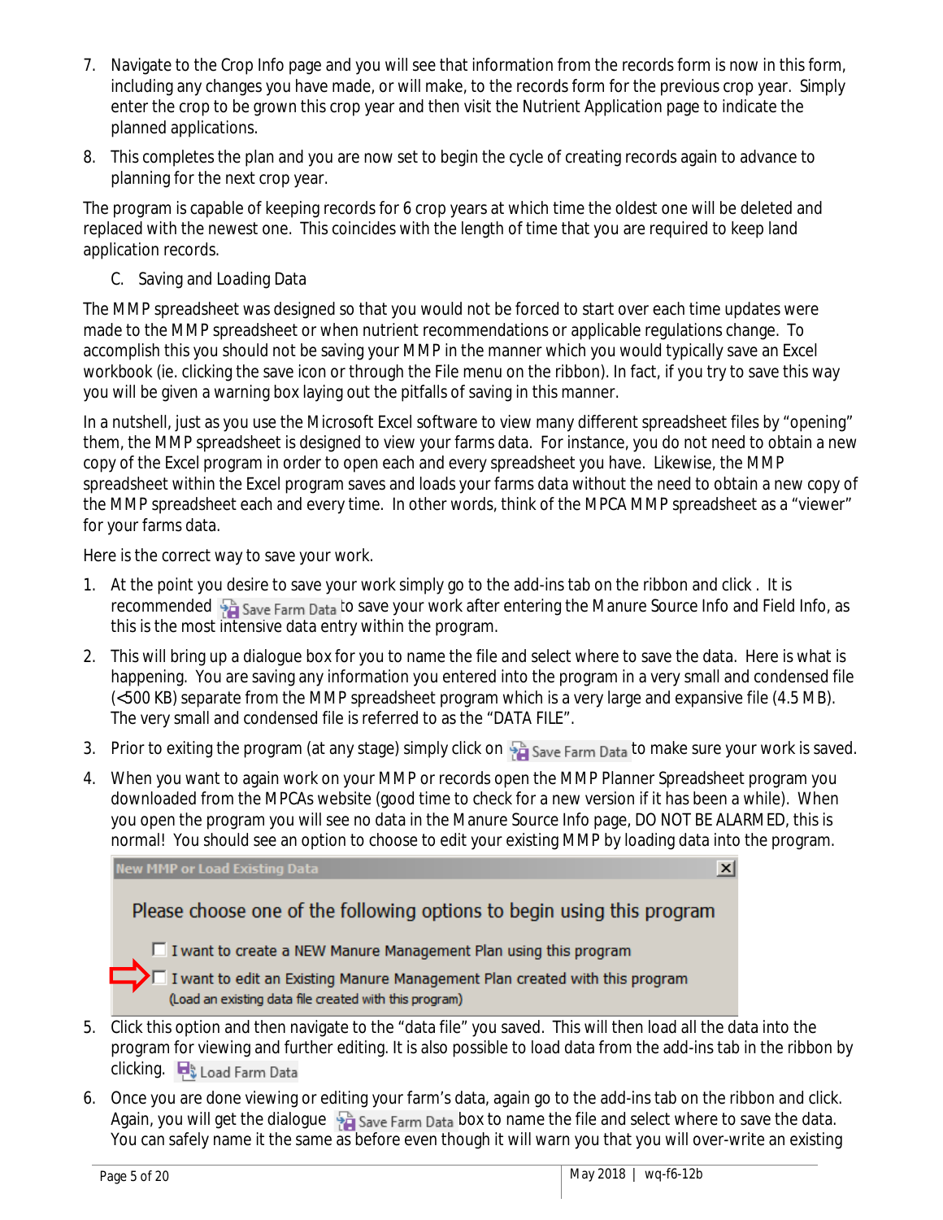7. Navigate to the Crop Info page and you will see that information from the records form is now in this form, including any changes you have made, or will make, to the records form for the previous crop year. Simply enter the crop to be grown this crop year and then visit the Nutrient Application page to indicate the planned applications.
8. This completes the plan and you are now set to begin the cycle of creating records again to advance to planning for the next crop year.

The program is capable of keeping records for 6 crop years at which time the oldest one will be deleted and replaced with the newest one. This coincides with the length of time that you are required to keep land application records.

C. Saving and Loading Data

The MMP spreadsheet was designed so that you would not be forced to start over each time updates were made to the MMP spreadsheet or when nutrient recommendations or applicable regulations change. To accomplish this you should not be saving your MMP in the manner which you would typically save an Excel workbook (ie. clicking the save icon or through the File menu on the ribbon). In fact, if you try to save this way you will be given a warning box laying out the pitfalls of saving in this manner.

In a nutshell, just as you use the Microsoft Excel software to view many different spreadsheet files by "opening" them, the MMP spreadsheet is designed to view your farms data. For instance, you do not need to obtain a new copy of the Excel program in order to open each and every spreadsheet you have. Likewise, the MMP spreadsheet within the Excel program saves and loads your farms data without the need to obtain a new copy of the MMP spreadsheet each and every time. In other words, think of the MPCA MMP spreadsheet as a "viewer" for your farms data.

Here is the correct way to save your work.

1. At the point you desire to save your work simply go to the add-ins tab on the ribbon and click . It is recommended Save Farm Data to save your work after entering the Manure Source Info and Field Info, as this is the most intensive data entry within the program.
2. This will bring up a dialogue box for you to name the file and select where to save the data. Here is what is happening. You are saving any information you entered into the program in a very small and condensed file (<500 KB) separate from the MMP spreadsheet program which is a very large and expansive file (4.5 MB). The very small and condensed file is referred to as the "DATA FILE".
3. Prior to exiting the program (at any stage) simply click on Save Farm Data to make sure your work is saved.
4. When you want to again work on your MMP or records open the MMP Planner Spreadsheet program you downloaded from the MPCAs website (good time to check for a new version if it has been a while). When you open the program you will see no data in the Manure Source Info page, DO NOT BE ALARMED, this is normal! You should see an option to choose to edit your existing MMP by loading data into the program.

New MMP or Load Existing Data

Please choose one of the following options to begin using this program

- ☐ I want to create a NEW Manure Management Plan using this program
- ☐ I want to edit an Existing Manure Management Plan created with this program (Load an existing data file created with this program)

5. Click this option and then navigate to the "data file" you saved. This will then load all the data into the program for viewing and further editing. It is also possible to load data from the add-ins tab in the ribbon by clicking. Load Farm Data
6. Once you are done viewing or editing your farm's data, again go to the add-ins tab on the ribbon and click. Again, you will get the dialogue Save Farm Data box to name the file and select where to save the data. You can safely name it the same as before even though it will warn you that you will over-write an existing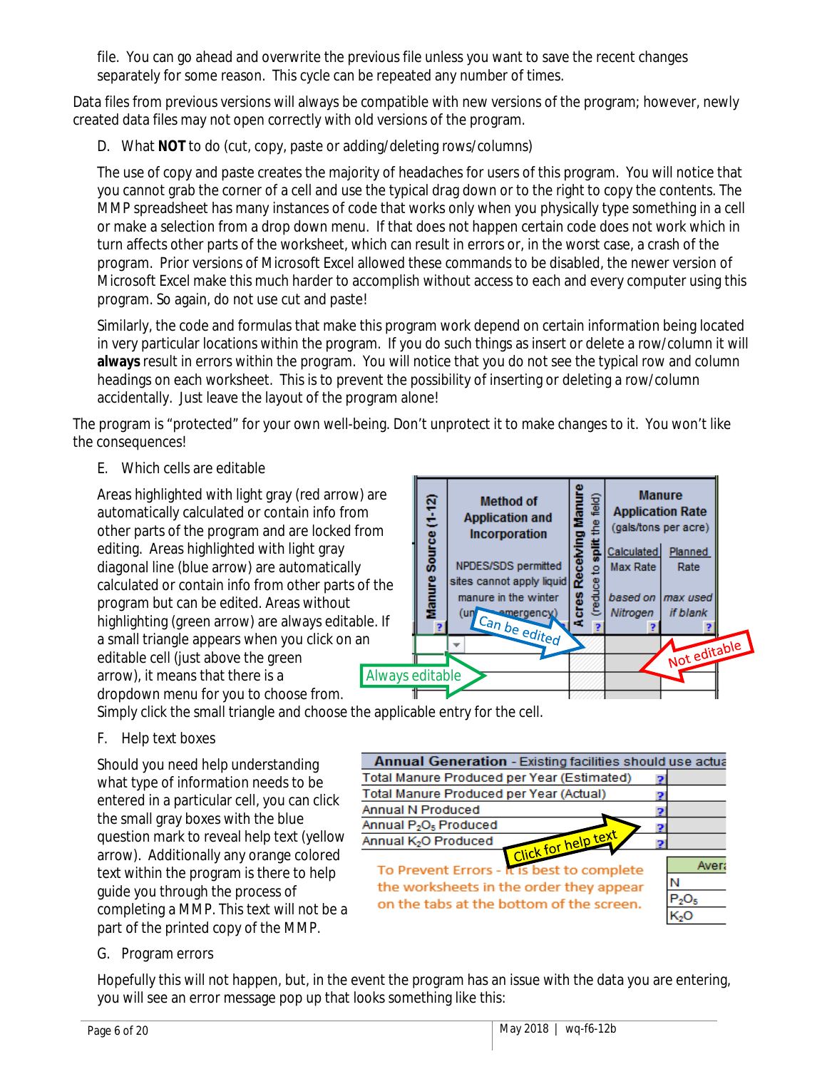file. You can go ahead and overwrite the previous file unless you want to save the recent changes separately for some reason. This cycle can be repeated any number of times.

Data files from previous versions will always be compatible with new versions of the program; however, newly created data files may not open correctly with old versions of the program.

D. What **NOT** to do (cut, copy, paste or adding/deleting rows/columns)

The use of copy and paste creates the majority of headaches for users of this program. You will notice that you cannot grab the corner of a cell and use the typical drag down or to the right to copy the contents. The MMP spreadsheet has many instances of code that works only when you physically type something in a cell or make a selection from a drop down menu. If that does not happen certain code does not work which in turn affects other parts of the worksheet, which can result in errors or, in the worst case, a crash of the program. Prior versions of Microsoft Excel allowed these commands to be disabled, the newer version of Microsoft Excel make this much harder to accomplish without access to each and every computer using this program. So again, do not use cut and paste!

Similarly, the code and formulas that make this program work depend on certain information being located in very particular locations within the program. If you do such things as insert or delete a row/column it will **always** result in errors within the program. You will notice that you do not see the typical row and column headings on each worksheet. This is to prevent the possibility of inserting or deleting a row/column accidentally. Just leave the layout of the program alone!

The program is "protected" for your own well-being. Don't unprotect it to make changes to it. You won't like the consequences!

E. Which cells are editable

Areas highlighted with light gray (red arrow) are automatically calculated or contain info from other parts of the program and are locked from editing. Areas highlighted with light gray diagonal line (blue arrow) are automatically calculated or contain info from other parts of the program but can be edited. Areas without highlighting (green arrow) are always editable. If a small triangle appears when you click on an editable cell (just above the green arrow), it means that there is a dropdown menu for you to choose from. Simply click the small triangle and choose the applicable entry for the cell.

| Manure Source (1-12) | Method of Application and Incorporation<br>NPDES/SDS permitted sites cannot apply liquid manure in the winter (unless emergency) | Acres Receiving Manure (reduce to split the field) | Manure Application Rate (gals/tons per acre) | |
|---|---|---|---|---|
| | | | Calculated Max Rate<br>*based on Nitrogen* | Planned Rate<br>*max used if blank* |

Always editable — Can be edited — Not editable

F. Help text boxes

Should you need help understanding what type of information needs to be entered in a particular cell, you can click the small gray boxes with the blue question mark to reveal help text (yellow arrow). Additionally any orange colored text within the program is there to help guide you through the process of completing a MMP. This text will not be a part of the printed copy of the MMP.

| **Annual Generation** - Existing facilities should use actua | |
|---|---|
| Total Manure Produced per Year (Estimated) | |
| Total Manure Produced per Year (Actual) | |
| Annual N Produced | |
| Annual $P_2O_5$ Produced | |
| Annual $K_2O$ Produced | |

Click for help text

To Prevent Errors - It is best to complete the worksheets in the order they appear on the tabs at the bottom of the screen.

| Avera |
|---|
| N |
| $P_2O_5$ |
| $K_2O$ |

G. Program errors

Hopefully this will not happen, but, in the event the program has an issue with the data you are entering, you will see an error message pop up that looks something like this: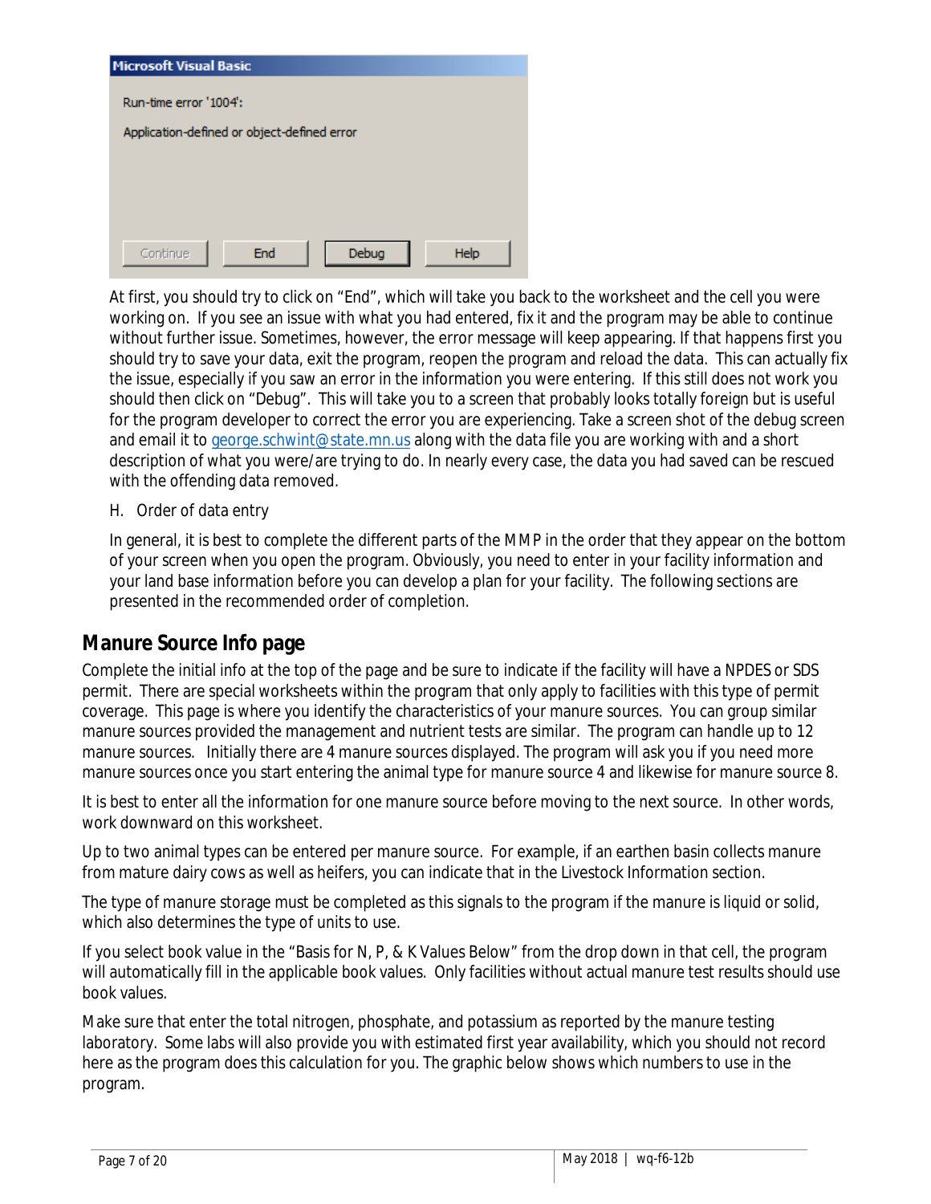At first, you should try to click on "End", which will take you back to the worksheet and the cell you were working on. If you see an issue with what you had entered, fix it and the program may be able to continue without further issue. Sometimes, however, the error message will keep appearing. If that happens first you should try to save your data, exit the program, reopen the program and reload the data. This can actually fix the issue, especially if you saw an error in the information you were entering. If this still does not work you should then click on "Debug". This will take you to a screen that probably looks totally foreign but is useful for the program developer to correct the error you are experiencing. Take a screen shot of the debug screen and email it to george.schwint@state.mn.us along with the data file you are working with and a short description of what you were/are trying to do. In nearly every case, the data you had saved can be rescued with the offending data removed.

H. Order of data entry

In general, it is best to complete the different parts of the MMP in the order that they appear on the bottom of your screen when you open the program. Obviously, you need to enter in your facility information and your land base information before you can develop a plan for your facility. The following sections are presented in the recommended order of completion.

## Manure Source Info page

Complete the initial info at the top of the page and be sure to indicate if the facility will have a NPDES or SDS permit. There are special worksheets within the program that only apply to facilities with this type of permit coverage. This page is where you identify the characteristics of your manure sources. You can group similar manure sources provided the management and nutrient tests are similar. The program can handle up to 12 manure sources. Initially there are 4 manure sources displayed. The program will ask you if you need more manure sources once you start entering the animal type for manure source 4 and likewise for manure source 8.

It is best to enter all the information for one manure source before moving to the next source. In other words, work downward on this worksheet.

Up to two animal types can be entered per manure source. For example, if an earthen basin collects manure from mature dairy cows as well as heifers, you can indicate that in the Livestock Information section.

The type of manure storage must be completed as this signals to the program if the manure is liquid or solid, which also determines the type of units to use.

If you select book value in the "Basis for N, P, & K Values Below" from the drop down in that cell, the program will automatically fill in the applicable book values. Only facilities without actual manure test results should use book values.

Make sure that enter the total nitrogen, phosphate, and potassium as reported by the manure testing laboratory. Some labs will also provide you with estimated first year availability, which you should not record here as the program does this calculation for you. The graphic below shows which numbers to use in the program.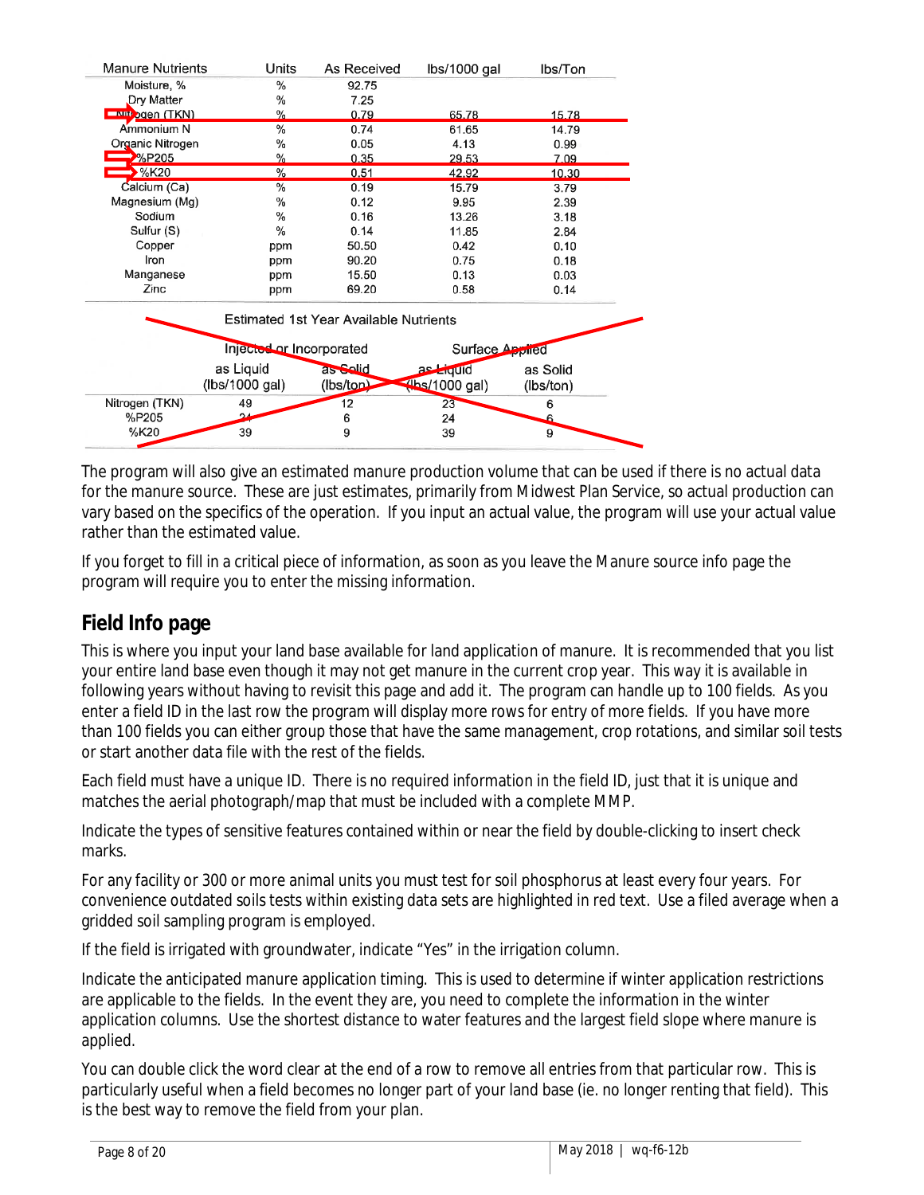| Manure Nutrients | Units | As Received | lbs/1000 gal | lbs/Ton |
|---|---|---|---|---|
| Moisture, % | % | 92.75 | | |
| Dry Matter | % | 7.25 | | |
| Nitrogen (TKN) | % | 0.79 | 65.78 | 15.78 |
| Ammonium N | % | 0.74 | 61.65 | 14.79 |
| Organic Nitrogen | % | 0.05 | 4.13 | 0.99 |
| %P205 | % | 0.35 | 29.53 | 7.09 |
| %K20 | % | 0.51 | 42.92 | 10.30 |
| Calcium (Ca) | % | 0.19 | 15.79 | 3.79 |
| Magnesium (Mg) | % | 0.12 | 9.95 | 2.39 |
| Sodium | % | 0.16 | 13.26 | 3.18 |
| Sulfur (S) | % | 0.14 | 11.85 | 2.84 |
| Copper | ppm | 50.50 | 0.42 | 0.10 |
| Iron | ppm | 90.20 | 0.75 | 0.18 |
| Manganese | ppm | 15.50 | 0.13 | 0.03 |
| Zinc | ppm | 69.20 | 0.58 | 0.14 |

Estimated 1st Year Available Nutrients

| | Injected or Incorporated | | Surface Applied | |
|---|---|---|---|---|
| | as Liquid (lbs/1000 gal) | as Solid (lbs/ton) | as Liquid (lbs/1000 gal) | as Solid (lbs/ton) |
| Nitrogen (TKN) | 49 | 12 | 23 | 6 |
| %P205 | 24 | 6 | 24 | 6 |
| %K20 | 39 | 9 | 39 | 9 |

The program will also give an estimated manure production volume that can be used if there is no actual data for the manure source. These are just estimates, primarily from Midwest Plan Service, so actual production can vary based on the specifics of the operation. If you input an actual value, the program will use your actual value rather than the estimated value.

If you forget to fill in a critical piece of information, as soon as you leave the Manure source info page the program will require you to enter the missing information.

## Field Info page

This is where you input your land base available for land application of manure. It is recommended that you list your entire land base even though it may not get manure in the current crop year. This way it is available in following years without having to revisit this page and add it. The program can handle up to 100 fields. As you enter a field ID in the last row the program will display more rows for entry of more fields. If you have more than 100 fields you can either group those that have the same management, crop rotations, and similar soil tests or start another data file with the rest of the fields.

Each field must have a unique ID. There is no required information in the field ID, just that it is unique and matches the aerial photograph/map that must be included with a complete MMP.

Indicate the types of sensitive features contained within or near the field by double-clicking to insert check marks.

For any facility or 300 or more animal units you must test for soil phosphorus at least every four years. For convenience outdated soils tests within existing data sets are highlighted in red text. Use a filed average when a gridded soil sampling program is employed.

If the field is irrigated with groundwater, indicate "Yes" in the irrigation column.

Indicate the anticipated manure application timing. This is used to determine if winter application restrictions are applicable to the fields. In the event they are, you need to complete the information in the winter application columns. Use the shortest distance to water features and the largest field slope where manure is applied.

You can double click the word clear at the end of a row to remove all entries from that particular row. This is particularly useful when a field becomes no longer part of your land base (ie. no longer renting that field). This is the best way to remove the field from your plan.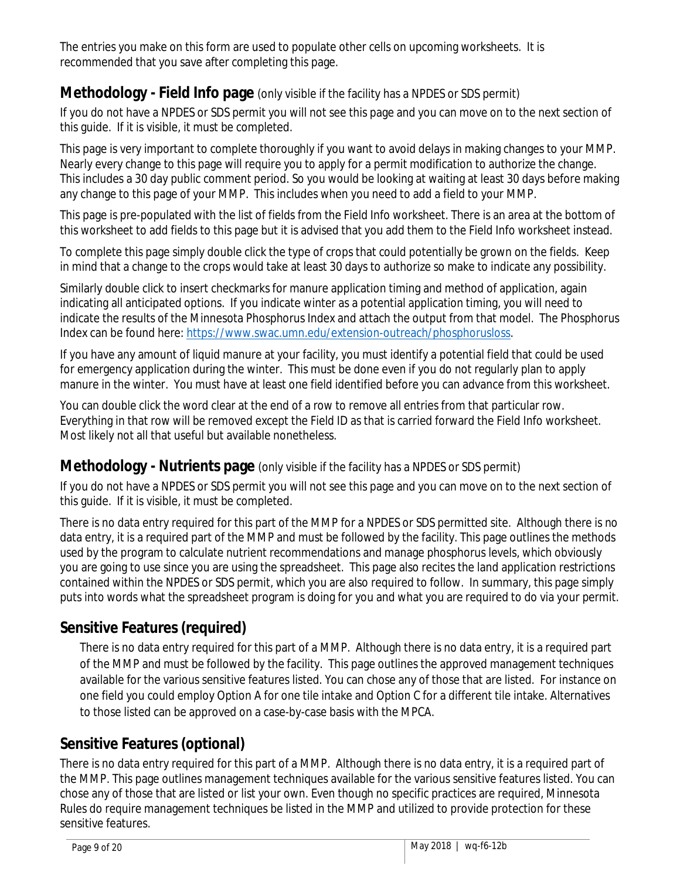The entries you make on this form are used to populate other cells on upcoming worksheets. It is recommended that you save after completing this page.

## Methodology - Field Info page (only visible if the facility has a NPDES or SDS permit)

If you do not have a NPDES or SDS permit you will not see this page and you can move on to the next section of this guide. If it is visible, it must be completed.

This page is very important to complete thoroughly if you want to avoid delays in making changes to your MMP. Nearly every change to this page will require you to apply for a permit modification to authorize the change. This includes a 30 day public comment period. So you would be looking at waiting at least 30 days before making any change to this page of your MMP. This includes when you need to add a field to your MMP.

This page is pre-populated with the list of fields from the Field Info worksheet. There is an area at the bottom of this worksheet to add fields to this page but it is advised that you add them to the Field Info worksheet instead.

To complete this page simply double click the type of crops that could potentially be grown on the fields. Keep in mind that a change to the crops would take at least 30 days to authorize so make to indicate any possibility.

Similarly double click to insert checkmarks for manure application timing and method of application, again indicating all anticipated options. If you indicate winter as a potential application timing, you will need to indicate the results of the Minnesota Phosphorus Index and attach the output from that model. The Phosphorus Index can be found here: [https://www.swac.umn.edu/extension-outreach/phosphorusloss](https://www.swac.umn.edu/extension-outreach/phosphorusloss).

If you have any amount of liquid manure at your facility, you must identify a potential field that could be used for emergency application during the winter. This must be done even if you do not regularly plan to apply manure in the winter. You must have at least one field identified before you can advance from this worksheet.

You can double click the word clear at the end of a row to remove all entries from that particular row. Everything in that row will be removed except the Field ID as that is carried forward the Field Info worksheet. Most likely not all that useful but available nonetheless.

## Methodology - Nutrients page (only visible if the facility has a NPDES or SDS permit)

If you do not have a NPDES or SDS permit you will not see this page and you can move on to the next section of this guide. If it is visible, it must be completed.

There is no data entry required for this part of the MMP for a NPDES or SDS permitted site. Although there is no data entry, it is a required part of the MMP and must be followed by the facility. This page outlines the methods used by the program to calculate nutrient recommendations and manage phosphorus levels, which obviously you are going to use since you are using the spreadsheet. This page also recites the land application restrictions contained within the NPDES or SDS permit, which you are also required to follow. In summary, this page simply puts into words what the spreadsheet program is doing for you and what you are required to do via your permit.

## Sensitive Features (required)

There is no data entry required for this part of a MMP. Although there is no data entry, it is a required part of the MMP and must be followed by the facility. This page outlines the approved management techniques available for the various sensitive features listed. You can chose any of those that are listed. For instance on one field you could employ Option A for one tile intake and Option C for a different tile intake. Alternatives to those listed can be approved on a case-by-case basis with the MPCA.

## Sensitive Features (optional)

There is no data entry required for this part of a MMP. Although there is no data entry, it is a required part of the MMP. This page outlines management techniques available for the various sensitive features listed. You can chose any of those that are listed or list your own. Even though no specific practices are required, Minnesota Rules do require management techniques be listed in the MMP and utilized to provide protection for these sensitive features.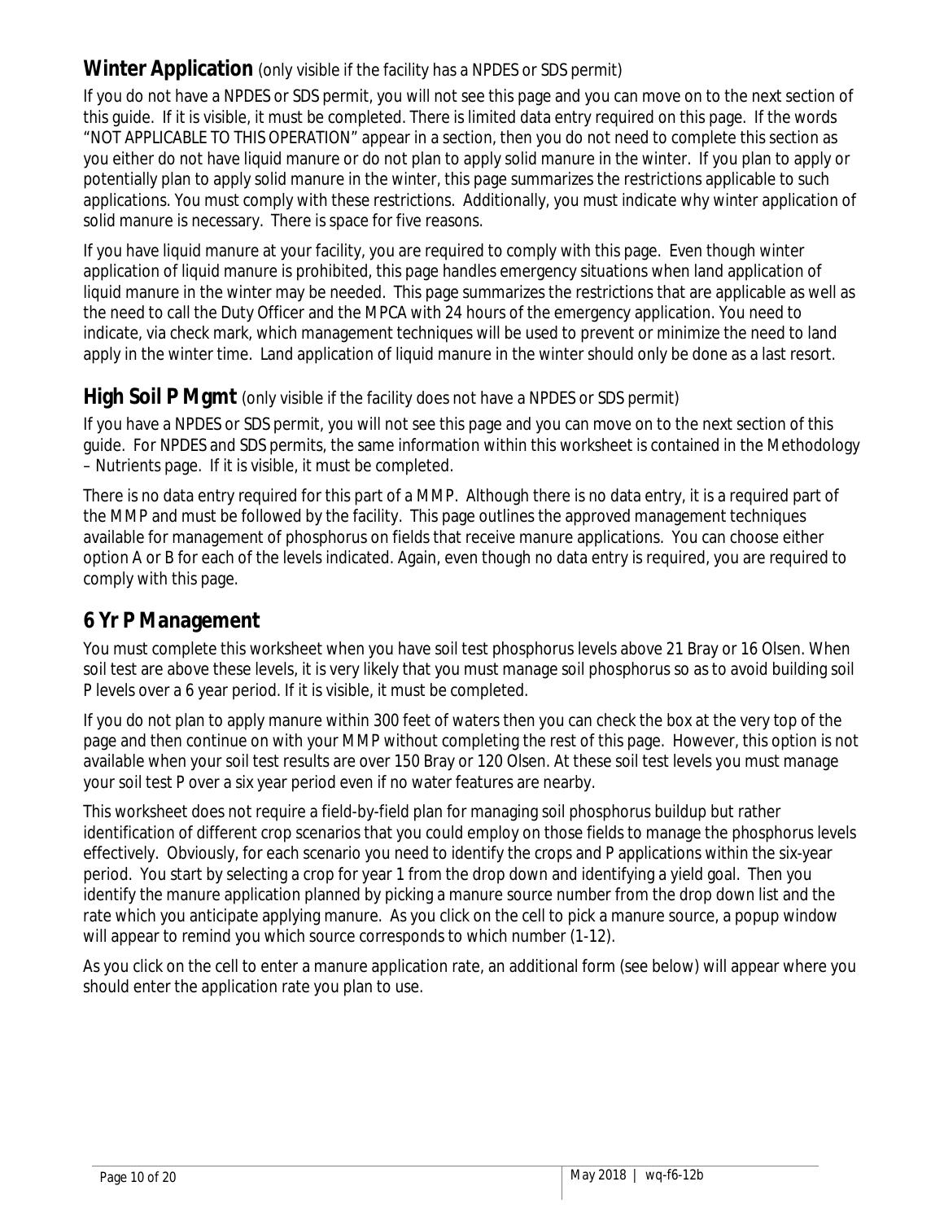## Winter Application (only visible if the facility has a NPDES or SDS permit)

If you do not have a NPDES or SDS permit, you will not see this page and you can move on to the next section of this guide. If it is visible, it must be completed. There is limited data entry required on this page. If the words "NOT APPLICABLE TO THIS OPERATION" appear in a section, then you do not need to complete this section as you either do not have liquid manure or do not plan to apply solid manure in the winter. If you plan to apply or potentially plan to apply solid manure in the winter, this page summarizes the restrictions applicable to such applications. You must comply with these restrictions. Additionally, you must indicate why winter application of solid manure is necessary. There is space for five reasons.

If you have liquid manure at your facility, you are required to comply with this page. Even though winter application of liquid manure is prohibited, this page handles emergency situations when land application of liquid manure in the winter may be needed. This page summarizes the restrictions that are applicable as well as the need to call the Duty Officer and the MPCA with 24 hours of the emergency application. You need to indicate, via check mark, which management techniques will be used to prevent or minimize the need to land apply in the winter time. Land application of liquid manure in the winter should only be done as a last resort.

## High Soil P Mgmt (only visible if the facility does not have a NPDES or SDS permit)

If you have a NPDES or SDS permit, you will not see this page and you can move on to the next section of this guide. For NPDES and SDS permits, the same information within this worksheet is contained in the Methodology – Nutrients page. If it is visible, it must be completed.

There is no data entry required for this part of a MMP. Although there is no data entry, it is a required part of the MMP and must be followed by the facility. This page outlines the approved management techniques available for management of phosphorus on fields that receive manure applications. You can choose either option A or B for each of the levels indicated. Again, even though no data entry is required, you are required to comply with this page.

## 6 Yr P Management

You must complete this worksheet when you have soil test phosphorus levels above 21 Bray or 16 Olsen. When soil test are above these levels, it is very likely that you must manage soil phosphorus so as to avoid building soil P levels over a 6 year period. If it is visible, it must be completed.

If you do not plan to apply manure within 300 feet of waters then you can check the box at the very top of the page and then continue on with your MMP without completing the rest of this page. However, this option is not available when your soil test results are over 150 Bray or 120 Olsen. At these soil test levels you must manage your soil test P over a six year period even if no water features are nearby.

This worksheet does not require a field-by-field plan for managing soil phosphorus buildup but rather identification of different crop scenarios that you could employ on those fields to manage the phosphorus levels effectively. Obviously, for each scenario you need to identify the crops and P applications within the six-year period. You start by selecting a crop for year 1 from the drop down and identifying a yield goal. Then you identify the manure application planned by picking a manure source number from the drop down list and the rate which you anticipate applying manure. As you click on the cell to pick a manure source, a popup window will appear to remind you which source corresponds to which number (1-12).

As you click on the cell to enter a manure application rate, an additional form (see below) will appear where you should enter the application rate you plan to use.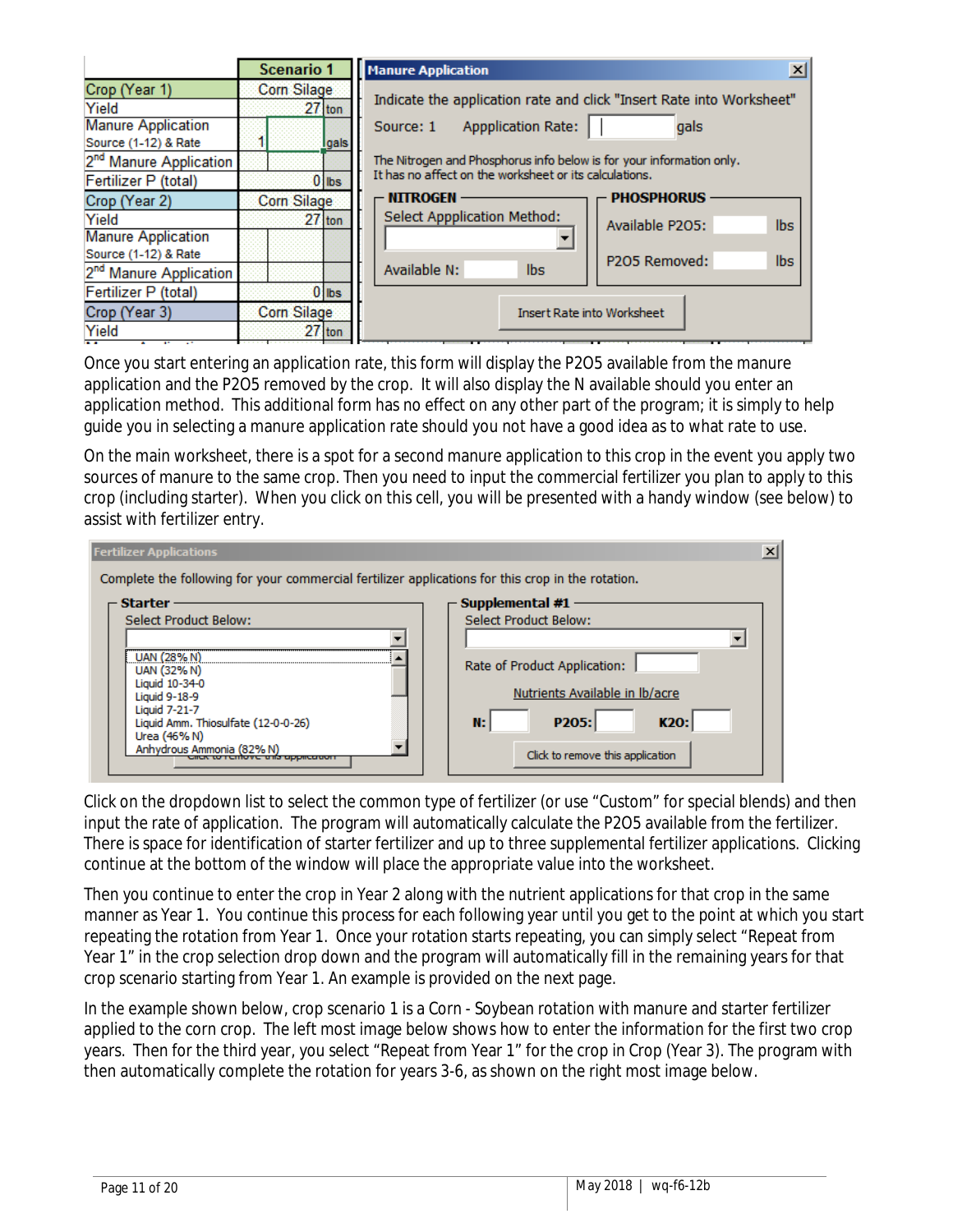| | Scenario 1 | |
|---|---|---|
| Crop (Year 1) | Corn Silage | |
| Yield | 27 | ton |
| Manure Application Source (1-12) & Rate | 1 | gals |
| 2nd Manure Application | | |
| Fertilizer P (total) | 0 | lbs |
| Crop (Year 2) | Corn Silage | |
| Yield | 27 | ton |
| Manure Application Source (1-12) & Rate | | |
| 2nd Manure Application | | |
| Fertilizer P (total) | 0 | lbs |
| Crop (Year 3) | Corn Silage | |
| Yield | 27 | ton |

**Manure Application**

Indicate the application rate and click "Insert Rate into Worksheet"

Source: 1 Appplication Rate: gals

The Nitrogen and Phosphorus info below is for your information only. It has no affect on the worksheet or its calculations.

**NITROGEN** — Select Appplication Method: / Available N: lbs

**PHOSPHORUS** — Available P2O5: lbs / P2O5 Removed: lbs

Insert Rate into Worksheet

Once you start entering an application rate, this form will display the P2O5 available from the manure application and the P2O5 removed by the crop. It will also display the N available should you enter an application method. This additional form has no effect on any other part of the program; it is simply to help guide you in selecting a manure application rate should you not have a good idea as to what rate to use.

On the main worksheet, there is a spot for a second manure application to this crop in the event you apply two sources of manure to the same crop. Then you need to input the commercial fertilizer you plan to apply to this crop (including starter). When you click on this cell, you will be presented with a handy window (see below) to assist with fertilizer entry.

**Fertilizer Applications**

Complete the following for your commercial fertilizer applications for this crop in the rotation.

**Starter** — Select Product Below:
- UAN (28% N)
- UAN (32% N)
- Liquid 10-34-0
- Liquid 9-18-9
- Liquid 7-21-7
- Liquid Amm. Thiosulfate (12-0-0-26)
- Urea (46% N)
- Anhydrous Ammonia (82% N)

**Supplemental #1** — Select Product Below:

Rate of Product Application:

Nutrients Available in lb/acre

**N:** **P2O5:** **K2O:**

Click to remove this application

Click on the dropdown list to select the common type of fertilizer (or use "Custom" for special blends) and then input the rate of application. The program will automatically calculate the P2O5 available from the fertilizer. There is space for identification of starter fertilizer and up to three supplemental fertilizer applications. Clicking continue at the bottom of the window will place the appropriate value into the worksheet.

Then you continue to enter the crop in Year 2 along with the nutrient applications for that crop in the same manner as Year 1. You continue this process for each following year until you get to the point at which you start repeating the rotation from Year 1. Once your rotation starts repeating, you can simply select "Repeat from Year 1" in the crop selection drop down and the program will automatically fill in the remaining years for that crop scenario starting from Year 1. An example is provided on the next page.

In the example shown below, crop scenario 1 is a Corn - Soybean rotation with manure and starter fertilizer applied to the corn crop. The left most image below shows how to enter the information for the first two crop years. Then for the third year, you select "Repeat from Year 1" for the crop in Crop (Year 3). The program with then automatically complete the rotation for years 3-6, as shown on the right most image below.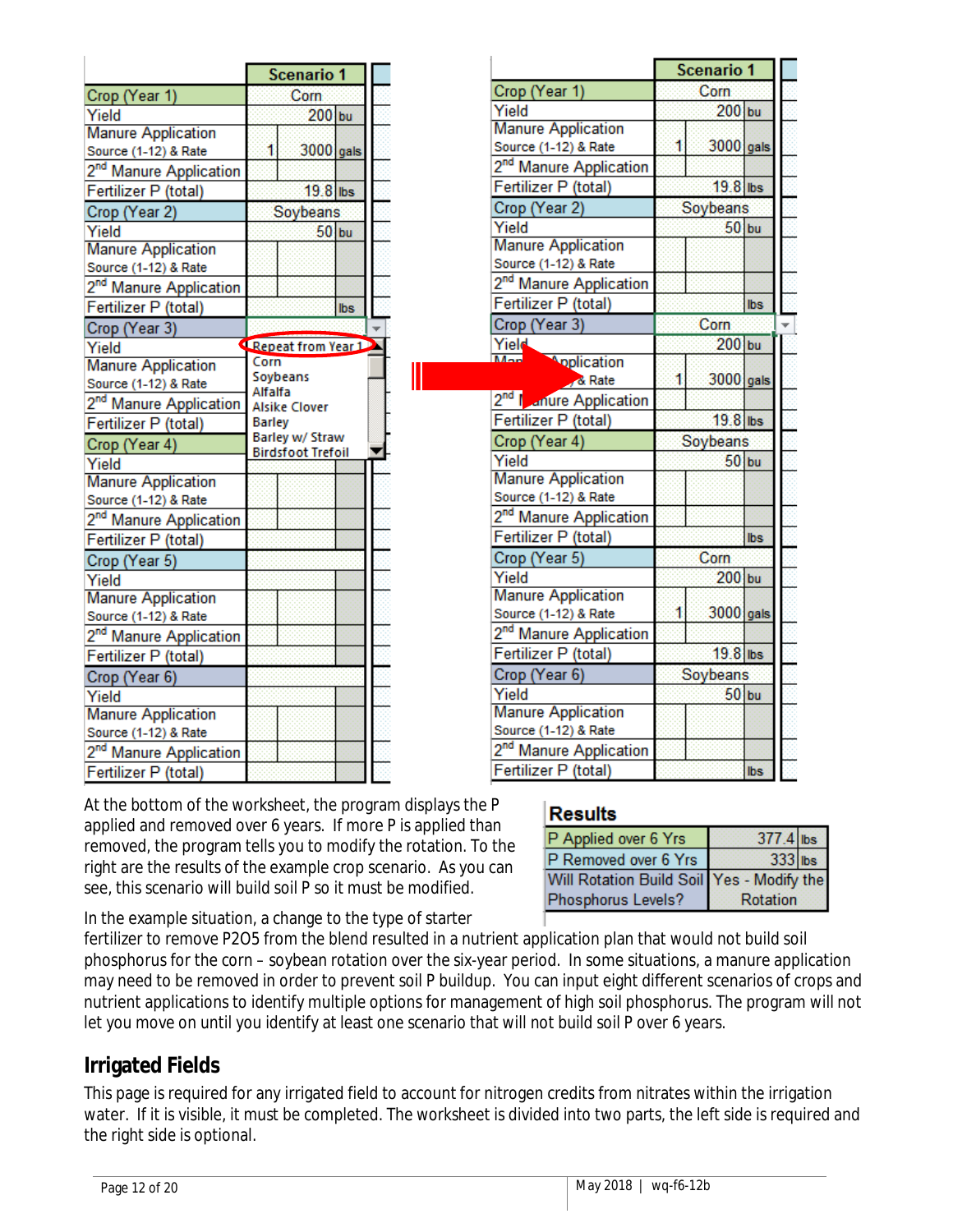| | Scenario 1 | | |
|---|---|---|---|
| Crop (Year 1) | Corn | | |
| Yield | | 200 | bu |
| Manure Application Source (1-12) & Rate | 1 | 3000 | gals |
| 2nd Manure Application | | | |
| Fertilizer P (total) | | 19.8 | lbs |
| Crop (Year 2) | Soybeans | | |
| Yield | | 50 | bu |
| Manure Application Source (1-12) & Rate | | | |
| 2nd Manure Application | | | |
| Fertilizer P (total) | | | lbs |
| Crop (Year 3) | | | |
| Yield | Repeat from Year 1 / Corn / Soybeans / Alfalfa / Alsike Clover / Barley / Barley w/ Straw / Birdsfoot Trefoil | | |
| Manure Application Source (1-12) & Rate | | | |
| 2nd Manure Application | | | |
| Fertilizer P (total) | | | |
| Crop (Year 4) | | | |
| Yield | | | |
| Manure Application Source (1-12) & Rate | | | |
| 2nd Manure Application | | | |
| Fertilizer P (total) | | | |
| Crop (Year 5) | | | |
| Yield | | | |
| Manure Application Source (1-12) & Rate | | | |
| 2nd Manure Application | | | |
| Fertilizer P (total) | | | |
| Crop (Year 6) | | | |
| Yield | | | |
| Manure Application Source (1-12) & Rate | | | |
| 2nd Manure Application | | | |
| Fertilizer P (total) | | | |

| | Scenario 1 | | |
|---|---|---|---|
| Crop (Year 1) | Corn | | |
| Yield | | 200 | bu |
| Manure Application Source (1-12) & Rate | 1 | 3000 | gals |
| 2nd Manure Application | | | |
| Fertilizer P (total) | | 19.8 | lbs |
| Crop (Year 2) | Soybeans | | |
| Yield | | 50 | bu |
| Manure Application Source (1-12) & Rate | | | |
| 2nd Manure Application | | | |
| Fertilizer P (total) | | | lbs |
| Crop (Year 3) | Corn | | |
| Yield | | 200 | bu |
| Manure Application Source (1-12) & Rate | 1 | 3000 | gals |
| 2nd Manure Application | | | |
| Fertilizer P (total) | | 19.8 | lbs |
| Crop (Year 4) | Soybeans | | |
| Yield | | 50 | bu |
| Manure Application Source (1-12) & Rate | | | |
| 2nd Manure Application | | | |
| Fertilizer P (total) | | | lbs |
| Crop (Year 5) | Corn | | |
| Yield | | 200 | bu |
| Manure Application Source (1-12) & Rate | 1 | 3000 | gals |
| 2nd Manure Application | | | |
| Fertilizer P (total) | | 19.8 | lbs |
| Crop (Year 6) | Soybeans | | |
| Yield | | 50 | bu |
| Manure Application Source (1-12) & Rate | | | |
| 2nd Manure Application | | | |
| Fertilizer P (total) | | | lbs |

At the bottom of the worksheet, the program displays the P applied and removed over 6 years. If more P is applied than removed, the program tells you to modify the rotation. To the right are the results of the example crop scenario. As you can see, this scenario will build soil P so it must be modified.

**Results**

| | | |
|---|---|---|
| P Applied over 6 Yrs | 377.4 | lbs |
| P Removed over 6 Yrs | 333 | lbs |
| Will Rotation Build Soil Phosphorus Levels? | Yes - Modify the Rotation | |

In the example situation, a change to the type of starter fertilizer to remove P2O5 from the blend resulted in a nutrient application plan that would not build soil phosphorus for the corn – soybean rotation over the six-year period. In some situations, a manure application may need to be removed in order to prevent soil P buildup. You can input eight different scenarios of crops and nutrient applications to identify multiple options for management of high soil phosphorus. The program will not let you move on until you identify at least one scenario that will not build soil P over 6 years.

## Irrigated Fields

This page is required for any irrigated field to account for nitrogen credits from nitrates within the irrigation water. If it is visible, it must be completed. The worksheet is divided into two parts, the left side is required and the right side is optional.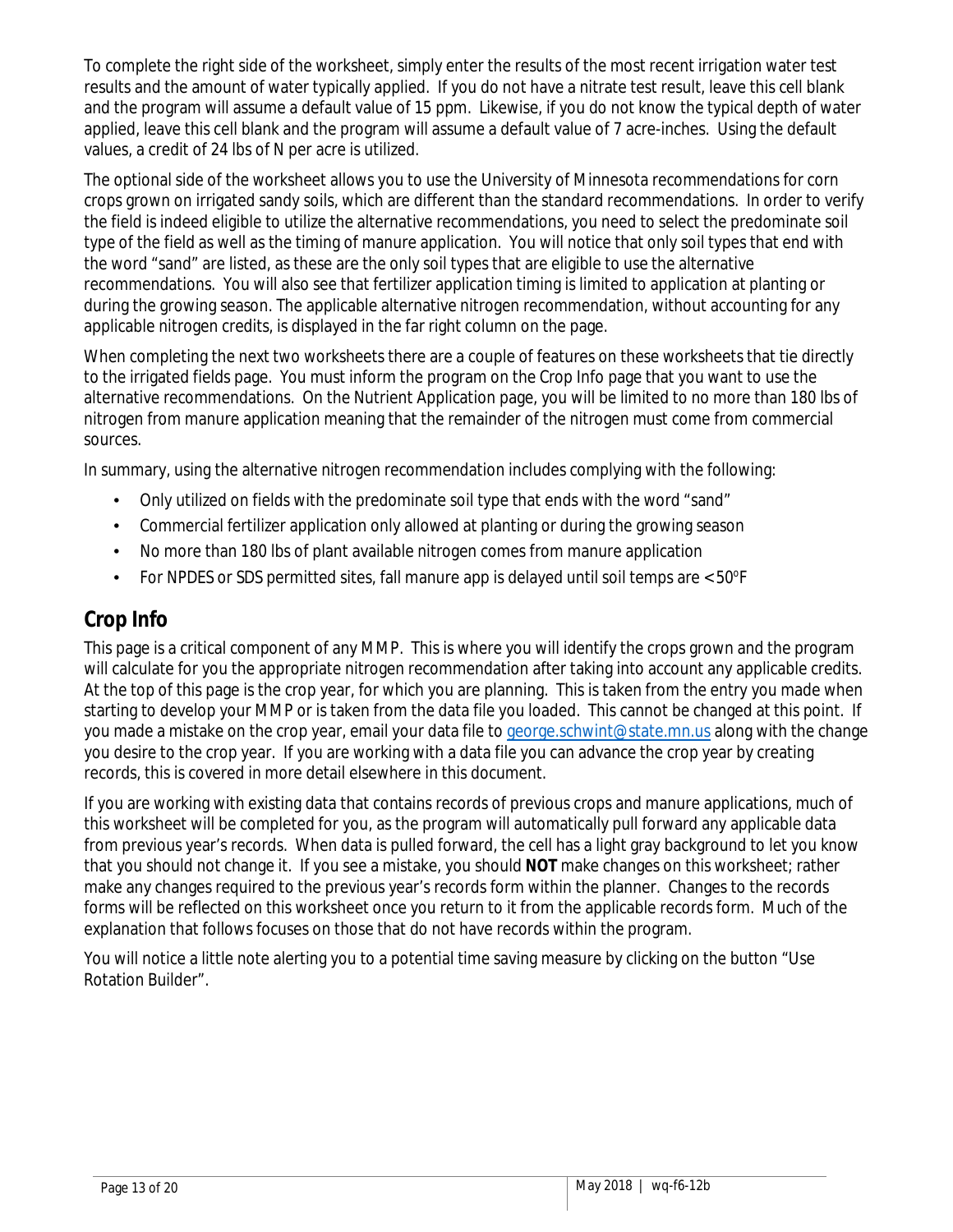To complete the right side of the worksheet, simply enter the results of the most recent irrigation water test results and the amount of water typically applied. If you do not have a nitrate test result, leave this cell blank and the program will assume a default value of 15 ppm. Likewise, if you do not know the typical depth of water applied, leave this cell blank and the program will assume a default value of 7 acre-inches. Using the default values, a credit of 24 lbs of N per acre is utilized.

The optional side of the worksheet allows you to use the University of Minnesota recommendations for corn crops grown on irrigated sandy soils, which are different than the standard recommendations. In order to verify the field is indeed eligible to utilize the alternative recommendations, you need to select the predominate soil type of the field as well as the timing of manure application. You will notice that only soil types that end with the word "sand" are listed, as these are the only soil types that are eligible to use the alternative recommendations. You will also see that fertilizer application timing is limited to application at planting or during the growing season. The applicable alternative nitrogen recommendation, without accounting for any applicable nitrogen credits, is displayed in the far right column on the page.

When completing the next two worksheets there are a couple of features on these worksheets that tie directly to the irrigated fields page. You must inform the program on the Crop Info page that you want to use the alternative recommendations. On the Nutrient Application page, you will be limited to no more than 180 lbs of nitrogen from manure application meaning that the remainder of the nitrogen must come from commercial sources.

In summary, using the alternative nitrogen recommendation includes complying with the following:

- Only utilized on fields with the predominate soil type that ends with the word "sand"
- Commercial fertilizer application only allowed at planting or during the growing season
- No more than 180 lbs of plant available nitrogen comes from manure application
- For NPDES or SDS permitted sites, fall manure app is delayed until soil temps are < 50°F

## Crop Info

This page is a critical component of any MMP. This is where you will identify the crops grown and the program will calculate for you the appropriate nitrogen recommendation after taking into account any applicable credits. At the top of this page is the crop year, for which you are planning. This is taken from the entry you made when starting to develop your MMP or is taken from the data file you loaded. This cannot be changed at this point. If you made a mistake on the crop year, email your data file to george.schwint@state.mn.us along with the change you desire to the crop year. If you are working with a data file you can advance the crop year by creating records, this is covered in more detail elsewhere in this document.

If you are working with existing data that contains records of previous crops and manure applications, much of this worksheet will be completed for you, as the program will automatically pull forward any applicable data from previous year's records. When data is pulled forward, the cell has a light gray background to let you know that you should not change it. If you see a mistake, you should **NOT** make changes on this worksheet; rather make any changes required to the previous year's records form within the planner. Changes to the records forms will be reflected on this worksheet once you return to it from the applicable records form. Much of the explanation that follows focuses on those that do not have records within the program.

You will notice a little note alerting you to a potential time saving measure by clicking on the button "Use Rotation Builder".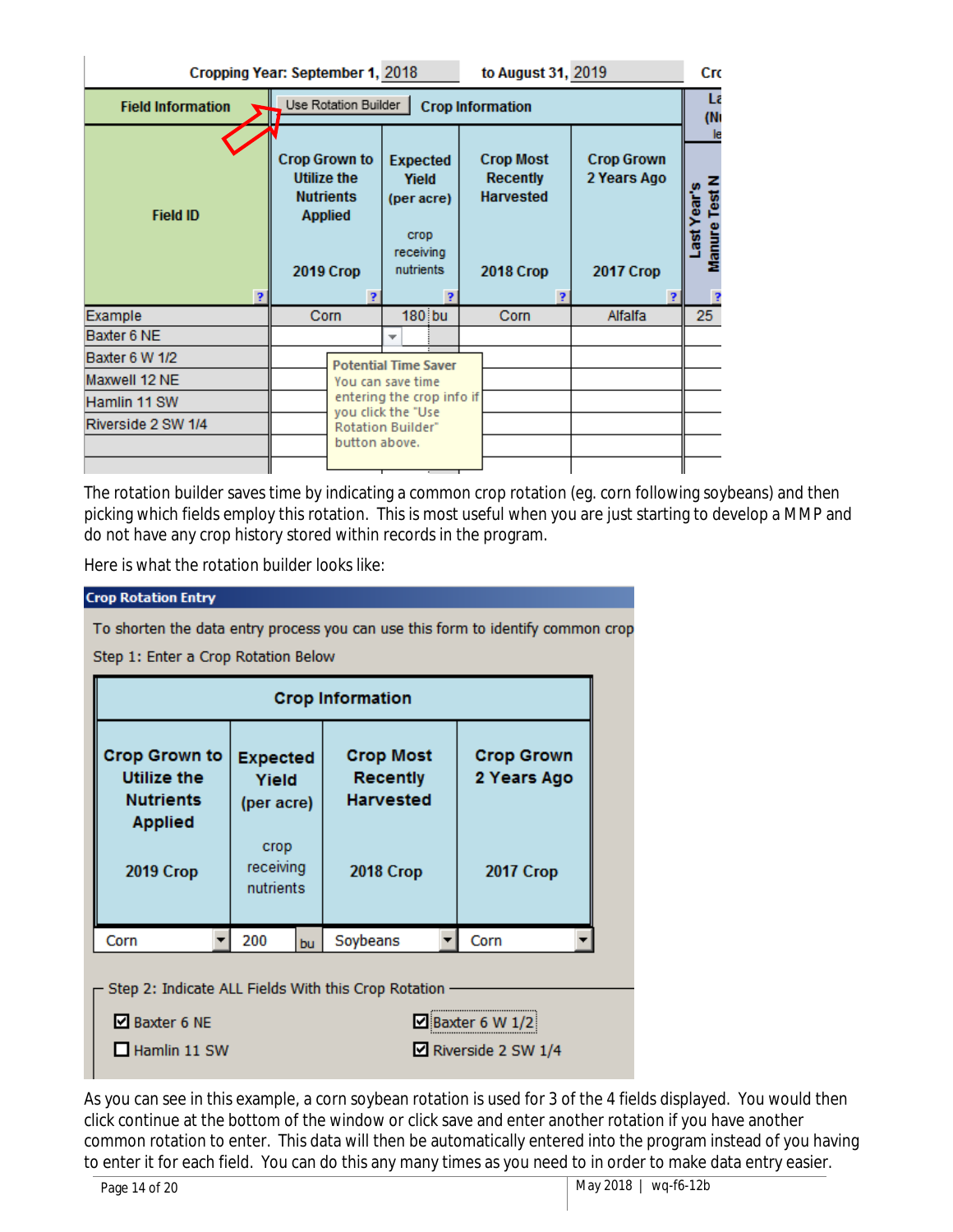Cropping Year: September 1, 2018 to August 31, 2019

| Field Information | Use Rotation Builder — Crop Information | | | | |
|---|---|---|---|---|---|
| Field ID | Crop Grown to Utilize the Nutrients Applied 2019 Crop | Expected Yield (per acre) crop receiving nutrients | Crop Most Recently Harvested 2018 Crop | Crop Grown 2 Years Ago 2017 Crop | Last Year's Manure Test N |
| Example | Corn | 180 bu | Corn | Alfalfa | 25 |
| Baxter 6 NE | | | | | |
| Baxter 6 W 1/2 | | | | | |
| Maxwell 12 NE | | | | | |
| Hamlin 11 SW | | | | | |
| Riverside 2 SW 1/4 | | | | | |

Potential Time Saver
You can save time entering the crop info if you click the "Use Rotation Builder" button above.

The rotation builder saves time by indicating a common crop rotation (eg. corn following soybeans) and then picking which fields employ this rotation. This is most useful when you are just starting to develop a MMP and do not have any crop history stored within records in the program.

Here is what the rotation builder looks like:

**Crop Rotation Entry**

To shorten the data entry process you can use this form to identify common crop

Step 1: Enter a Crop Rotation Below

| Crop Information | | | |
|---|---|---|---|
| Crop Grown to Utilize the Nutrients Applied 2019 Crop | Expected Yield (per acre) crop receiving nutrients | Crop Most Recently Harvested 2018 Crop | Crop Grown 2 Years Ago 2017 Crop |
| Corn | 200 bu | Soybeans | Corn |

Step 2: Indicate ALL Fields With this Crop Rotation

- ☑ Baxter 6 NE
- ☑ Baxter 6 W 1/2
- ☐ Hamlin 11 SW
- ☑ Riverside 2 SW 1/4

As you can see in this example, a corn soybean rotation is used for 3 of the 4 fields displayed. You would then click continue at the bottom of the window or click save and enter another rotation if you have another common rotation to enter. This data will then be automatically entered into the program instead of you having to enter it for each field. You can do this any many times as you need to in order to make data entry easier.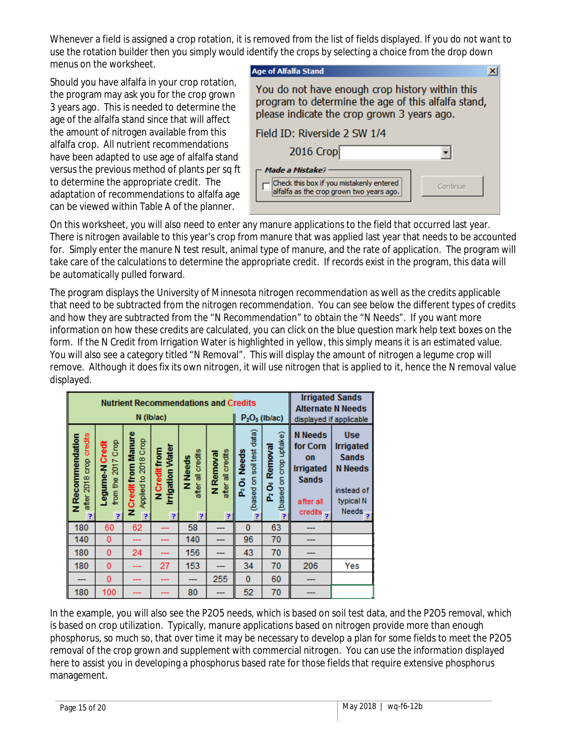Whenever a field is assigned a crop rotation, it is removed from the list of fields displayed. If you do not want to use the rotation builder then you simply would identify the crops by selecting a choice from the drop down menus on the worksheet.

Should you have alfalfa in your crop rotation, the program may ask you for the crop grown 3 years ago. This is needed to determine the age of the alfalfa stand since that will affect the amount of nitrogen available from this alfalfa crop. All nutrient recommendations have been adapted to use age of alfalfa stand versus the previous method of plants per sq ft to determine the appropriate credit. The adaptation of recommendations to alfalfa age can be viewed within Table A of the planner.

**Age of Alfalfa Stand**

You do not have enough crop history within this program to determine the age of this alfalfa stand, please indicate the crop grown 3 years ago.

Field ID: Riverside 2 SW 1/4

2016 Crop [ ]

*Made a Mistake?*

☐ Check this box if you mistakenly entered alfalfa as the crop grown two years ago.

Continue

On this worksheet, you will also need to enter any manure applications to the field that occurred last year. There is nitrogen available to this year's crop from manure that was applied last year that needs to be accounted for. Simply enter the manure N test result, animal type of manure, and the rate of application. The program will take care of the calculations to determine the appropriate credit. If records exist in the program, this data will be automatically pulled forward.

The program displays the University of Minnesota nitrogen recommendation as well as the credits applicable that need to be subtracted from the nitrogen recommendation. You can see below the different types of credits and how they are subtracted from the "N Recommendation" to obtain the "N Needs". If you want more information on how these credits are calculated, you can click on the blue question mark help text boxes on the form. If the N Credit from Irrigation Water is highlighted in yellow, this simply means it is an estimated value. You will also see a category titled "N Removal". This will display the amount of nitrogen a legume crop will remove. Although it does fix its own nitrogen, it will use nitrogen that is applied to it, hence the N removal value displayed.

| Nutrient Recommendations and Credits N (lb/ac) | | | | | | $P_2O_5$ (lb/ac) | | Irrigated Sands Alternate N Needs displayed if applicable | |
|---|---|---|---|---|---|---|---|---|---|
| N Recommendation after 2018 crop credits | Legume-N Credit from the 2017 Crop | N Credit from Manure Applied to 2018 Crop | N Credit from Irrigation Water | N Needs after all credits | N Removal after all credits | $P_2O_5$ Needs (based on soil test data) | $P_2O_5$ Removal (based on crop uptake) | N Needs for Corn on Irrigated Sands after all credits | Use Irrigated Sands N Needs instead of typical N Needs |
| 180 | 60 | 62 | --- | 58 | --- | 0 | 63 | --- | |
| 140 | 0 | --- | --- | 140 | --- | 96 | 70 | --- | |
| 180 | 0 | 24 | --- | 156 | --- | 43 | 70 | --- | |
| 180 | 0 | --- | 27 | 153 | --- | 34 | 70 | 206 | Yes |
| --- | 0 | --- | --- | --- | 255 | 0 | 60 | --- | |
| 180 | 100 | --- | --- | 80 | --- | 52 | 70 | --- | |

In the example, you will also see the P2O5 needs, which is based on soil test data, and the P2O5 removal, which is based on crop utilization. Typically, manure applications based on nitrogen provide more than enough phosphorus, so much so, that over time it may be necessary to develop a plan for some fields to meet the P2O5 removal of the crop grown and supplement with commercial nitrogen. You can use the information displayed here to assist you in developing a phosphorus based rate for those fields that require extensive phosphorus management.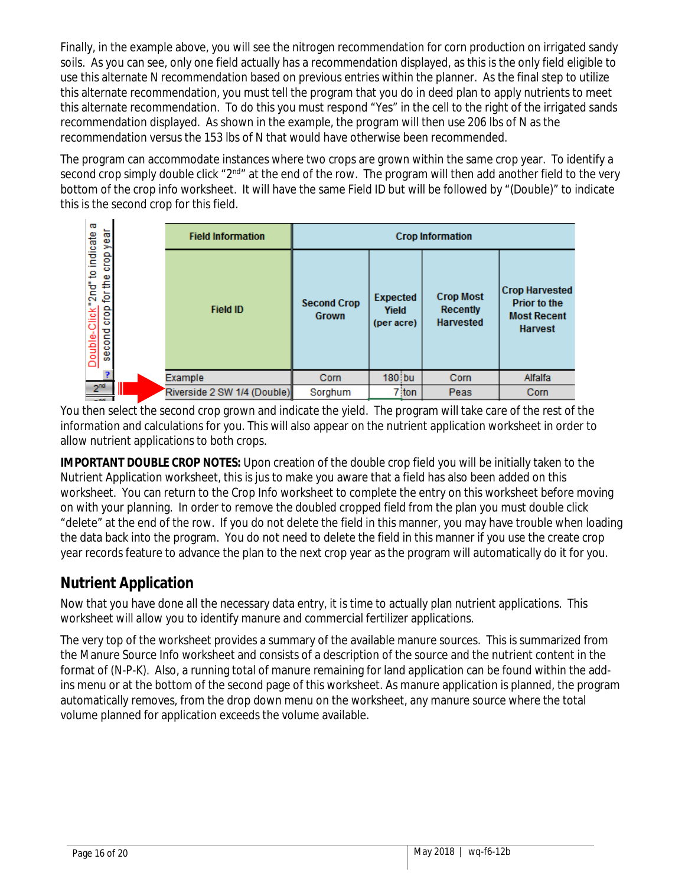Finally, in the example above, you will see the nitrogen recommendation for corn production on irrigated sandy soils. As you can see, only one field actually has a recommendation displayed, as this is the only field eligible to use this alternate N recommendation based on previous entries within the planner. As the final step to utilize this alternate recommendation, you must tell the program that you do in deed plan to apply nutrients to meet this alternate recommendation. To do this you must respond "Yes" in the cell to the right of the irrigated sands recommendation displayed. As shown in the example, the program will then use 206 lbs of N as the recommendation versus the 153 lbs of N that would have otherwise been recommended.

The program can accommodate instances where two crops are grown within the same crop year. To identify a second crop simply double click "2nd" at the end of the row. The program will then add another field to the very bottom of the crop info worksheet. It will have the same Field ID but will be followed by "(Double)" to indicate this is the second crop for this field.

Double-Click "2nd" to indicate a second crop for the crop year

| Field Information | Crop Information | | | |
|---|---|---|---|---|
| Field ID | Second Crop Grown | Expected Yield (per acre) | Crop Most Recently Harvested | Crop Harvested Prior to the Most Recent Harvest |
| Example | Corn | 180 bu | Corn | Alfalfa |
| Riverside 2 SW 1/4 (Double) | Sorghum | 7 ton | Peas | Corn |

You then select the second crop grown and indicate the yield. The program will take care of the rest of the information and calculations for you. This will also appear on the nutrient application worksheet in order to allow nutrient applications to both crops.

**IMPORTANT DOUBLE CROP NOTES:** Upon creation of the double crop field you will be initially taken to the Nutrient Application worksheet, this is jus to make you aware that a field has also been added on this worksheet. You can return to the Crop Info worksheet to complete the entry on this worksheet before moving on with your planning. In order to remove the doubled cropped field from the plan you must double click "delete" at the end of the row. If you do not delete the field in this manner, you may have trouble when loading the data back into the program. You do not need to delete the field in this manner if you use the create crop year records feature to advance the plan to the next crop year as the program will automatically do it for you.

## Nutrient Application

Now that you have done all the necessary data entry, it is time to actually plan nutrient applications. This worksheet will allow you to identify manure and commercial fertilizer applications.

The very top of the worksheet provides a summary of the available manure sources. This is summarized from the Manure Source Info worksheet and consists of a description of the source and the nutrient content in the format of (N-P-K). Also, a running total of manure remaining for land application can be found within the add-ins menu or at the bottom of the second page of this worksheet. As manure application is planned, the program automatically removes, from the drop down menu on the worksheet, any manure source where the total volume planned for application exceeds the volume available.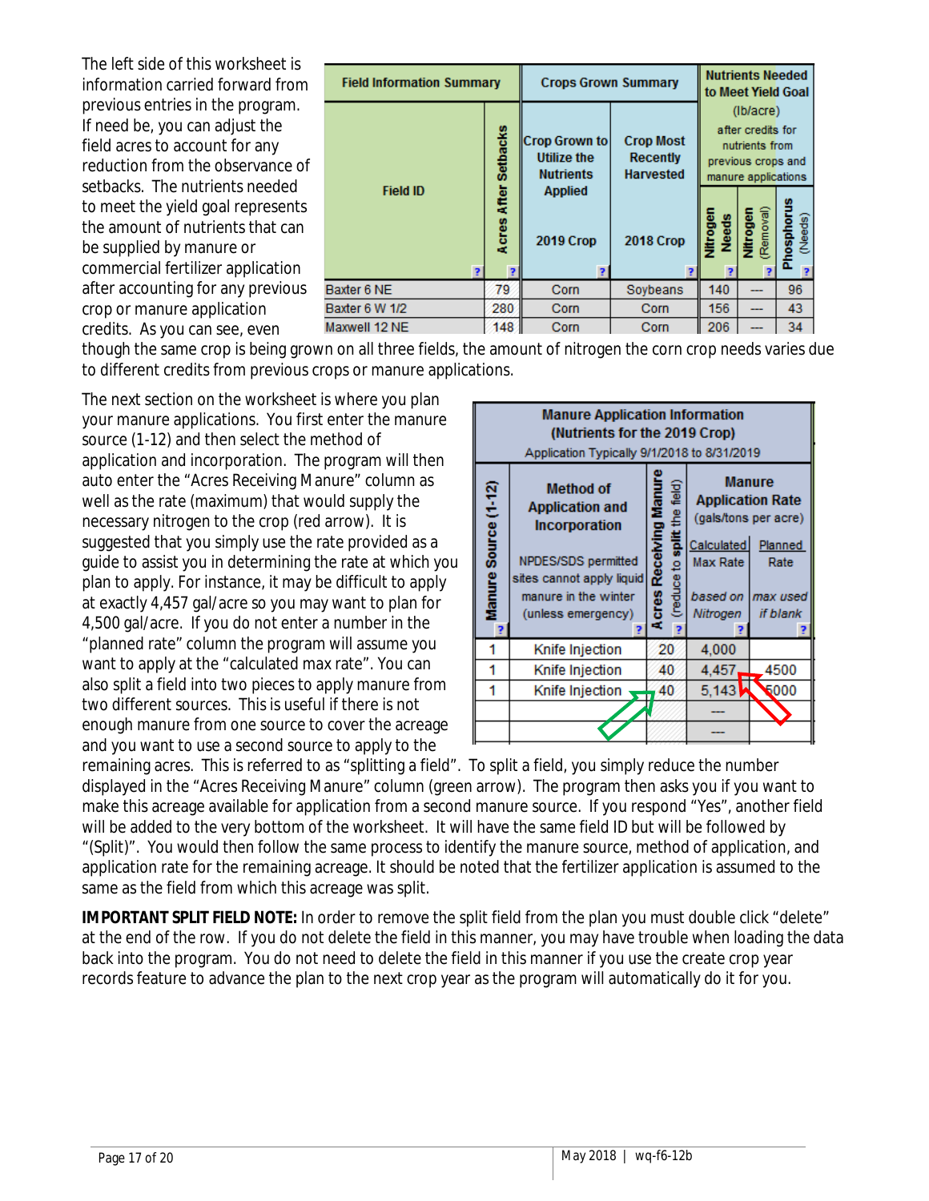The left side of this worksheet is information carried forward from previous entries in the program. If need be, you can adjust the field acres to account for any reduction from the observance of setbacks. The nutrients needed to meet the yield goal represents the amount of nutrients that can be supplied by manure or commercial fertilizer application after accounting for any previous crop or manure application credits. As you can see, even though the same crop is being grown on all three fields, the amount of nitrogen the corn crop needs varies due to different credits from previous crops or manure applications.

| Field Information Summary | | Crops Grown Summary | | Nutrients Needed to Meet Yield Goal (lb/acre) after credits for nutrients from previous crops and manure applications | | |
|---|---|---|---|---|---|---|
| Field ID | Acres After Setbacks | Crop Grown to Utilize the Nutrients Applied 2019 Crop | Crop Most Recently Harvested 2018 Crop | Nitrogen Needs | Nitrogen (Removal) | Phosphorus (Needs) |
| Baxter 6 NE | 79 | Corn | Soybeans | 140 | --- | 96 |
| Baxter 6 W 1/2 | 280 | Corn | Corn | 156 | --- | 43 |
| Maxwell 12 NE | 148 | Corn | Corn | 206 | --- | 34 |

The next section on the worksheet is where you plan your manure applications. You first enter the manure source (1-12) and then select the method of application and incorporation. The program will then auto enter the "Acres Receiving Manure" column as well as the rate (maximum) that would supply the necessary nitrogen to the crop (red arrow). It is suggested that you simply use the rate provided as a guide to assist you in determining the rate at which you plan to apply. For instance, it may be difficult to apply at exactly 4,457 gal/acre so you may want to plan for 4,500 gal/acre. If you do not enter a number in the "planned rate" column the program will assume you want to apply at the "calculated max rate". You can also split a field into two pieces to apply manure from two different sources. This is useful if there is not enough manure from one source to cover the acreage and you want to use a second source to apply to the remaining acres. This is referred to as "splitting a field". To split a field, you simply reduce the number displayed in the "Acres Receiving Manure" column (green arrow). The program then asks you if you want to make this acreage available for application from a second manure source. If you respond "Yes", another field will be added to the very bottom of the worksheet. It will have the same field ID but will be followed by "(Split)". You would then follow the same process to identify the manure source, method of application, and application rate for the remaining acreage. It should be noted that the fertilizer application is assumed to the same as the field from which this acreage was split.

| Manure Application Information (Nutrients for the 2019 Crop) Application Typically 9/1/2018 to 8/31/2019 | | | | |
|---|---|---|---|---|
| Manure Source (1-12) | Method of Application and Incorporation<br>NPDES/SDS permitted sites cannot apply liquid manure in the winter (unless emergency) | Acres Receiving Manure (reduce to split the field) | Manure Application Rate (gals/tons per acre)<br>Calculated Max Rate<br>*based on Nitrogen* | Planned Rate<br>*max used if blank* |
| 1 | Knife Injection | 20 | 4,000 | |
| 1 | Knife Injection | 40 | 4,457 | 4500 |
| 1 | Knife Injection | 40 | 5,143 | 5000 |
| | | | --- | |
| | | | --- | |

**IMPORTANT SPLIT FIELD NOTE:** In order to remove the split field from the plan you must double click "delete" at the end of the row. If you do not delete the field in this manner, you may have trouble when loading the data back into the program. You do not need to delete the field in this manner if you use the create crop year records feature to advance the plan to the next crop year as the program will automatically do it for you.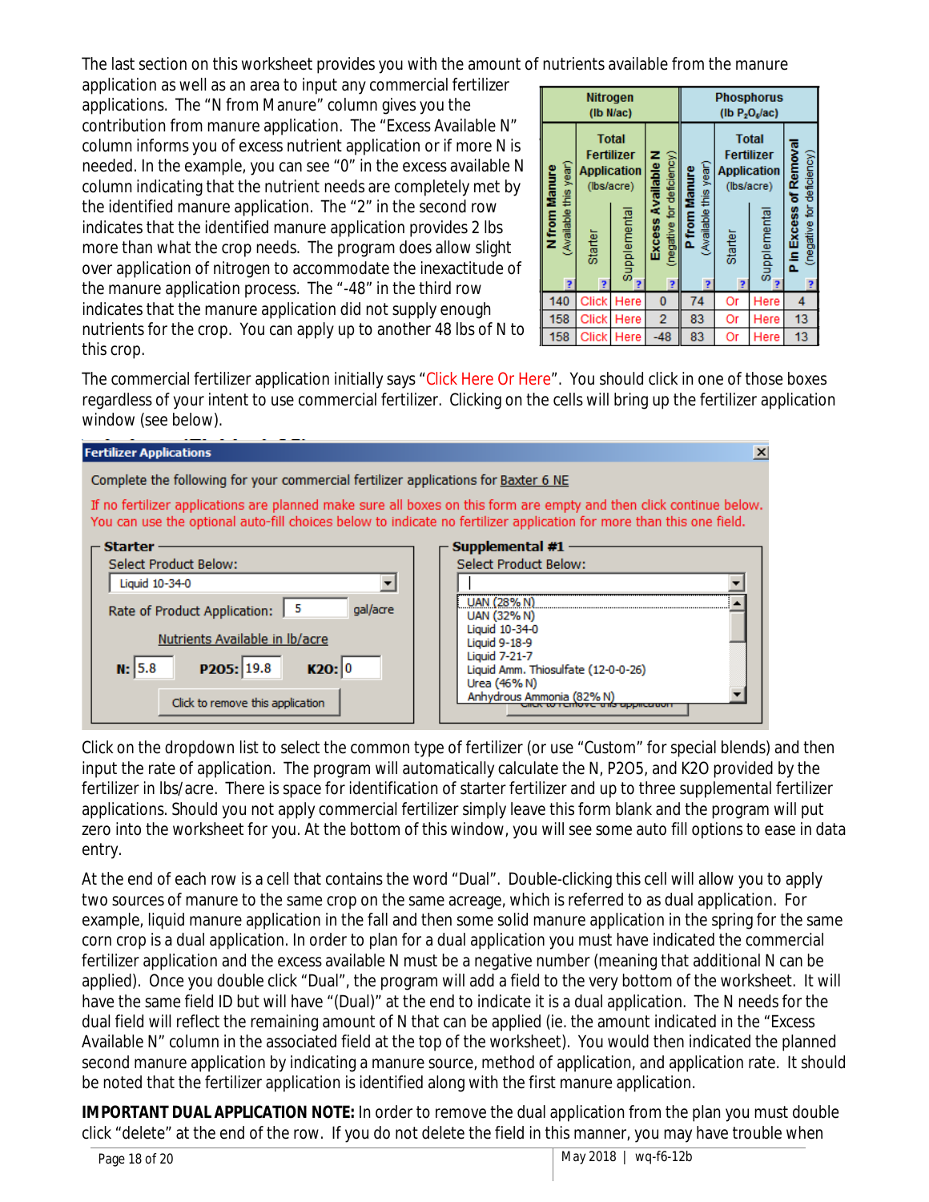The last section on this worksheet provides you with the amount of nutrients available from the manure application as well as an area to input any commercial fertilizer applications. The "N from Manure" column gives you the contribution from manure application. The "Excess Available N" column informs you of excess nutrient application or if more N is needed. In the example, you can see "0" in the excess available N column indicating that the nutrient needs are completely met by the identified manure application. The "2" in the second row indicates that the identified manure application provides 2 lbs more than what the crop needs. The program does allow slight over application of nitrogen to accommodate the inexactitude of the manure application process. The "-48" in the third row indicates that the manure application did not supply enough nutrients for the crop. You can apply up to another 48 lbs of N to this crop.

| Nitrogen (lb N/ac) | | | | Phosphorus (lb $P_2O_5$/ac) | | | |
|---|---|---|---|---|---|---|---|
| N from Manure (Available this year) | Total Fertilizer Application (lbs/acre) | | Excess Available N (negative for deficiency) | P from Manure (Available this year) | Total Fertilizer Application (lbs/acre) | | P in Excess of Removal (negative for deficiency) |
| | Starter | Supplemental | | | Starter | Supplemental | |
| 140 | Click | Here | 0 | 74 | Or | Here | 4 |
| 158 | Click | Here | 2 | 83 | Or | Here | 13 |
| 158 | Click | Here | -48 | 83 | Or | Here | 13 |

The commercial fertilizer application initially says "Click Here Or Here". You should click in one of those boxes regardless of your intent to use commercial fertilizer. Clicking on the cells will bring up the fertilizer application window (see below).

**Fertilizer Applications**

Complete the following for your commercial fertilizer applications for Baxter 6 NE

If no fertilizer applications are planned make sure all boxes on this form are empty and then click continue below. You can use the optional auto-fill choices below to indicate no fertilizer application for more than this one field.

**Starter**
Select Product Below: Liquid 10-34-0
Rate of Product Application: 5 gal/acre
Nutrients Available in lb/acre
N: 5.8 P2O5: 19.8 K2O: 0
Click to remove this application

**Supplemental #1**
Select Product Below:
- UAN (28% N)
- UAN (32% N)
- Liquid 10-34-0
- Liquid 9-18-9
- Liquid 7-21-7
- Liquid Amm. Thiosulfate (12-0-0-26)
- Urea (46% N)
- Anhydrous Ammonia (82% N)

Click on the dropdown list to select the common type of fertilizer (or use "Custom" for special blends) and then input the rate of application. The program will automatically calculate the N, P2O5, and K2O provided by the fertilizer in lbs/acre. There is space for identification of starter fertilizer and up to three supplemental fertilizer applications. Should you not apply commercial fertilizer simply leave this form blank and the program will put zero into the worksheet for you. At the bottom of this window, you will see some auto fill options to ease in data entry.

At the end of each row is a cell that contains the word "Dual". Double-clicking this cell will allow you to apply two sources of manure to the same crop on the same acreage, which is referred to as dual application. For example, liquid manure application in the fall and then some solid manure application in the spring for the same corn crop is a dual application. In order to plan for a dual application you must have indicated the commercial fertilizer application and the excess available N must be a negative number (meaning that additional N can be applied). Once you double click "Dual", the program will add a field to the very bottom of the worksheet. It will have the same field ID but will have "(Dual)" at the end to indicate it is a dual application. The N needs for the dual field will reflect the remaining amount of N that can be applied (ie. the amount indicated in the "Excess Available N" column in the associated field at the top of the worksheet). You would then indicated the planned second manure application by indicating a manure source, method of application, and application rate. It should be noted that the fertilizer application is identified along with the first manure application.

**IMPORTANT DUAL APPLICATION NOTE:** In order to remove the dual application from the plan you must double click "delete" at the end of the row. If you do not delete the field in this manner, you may have trouble when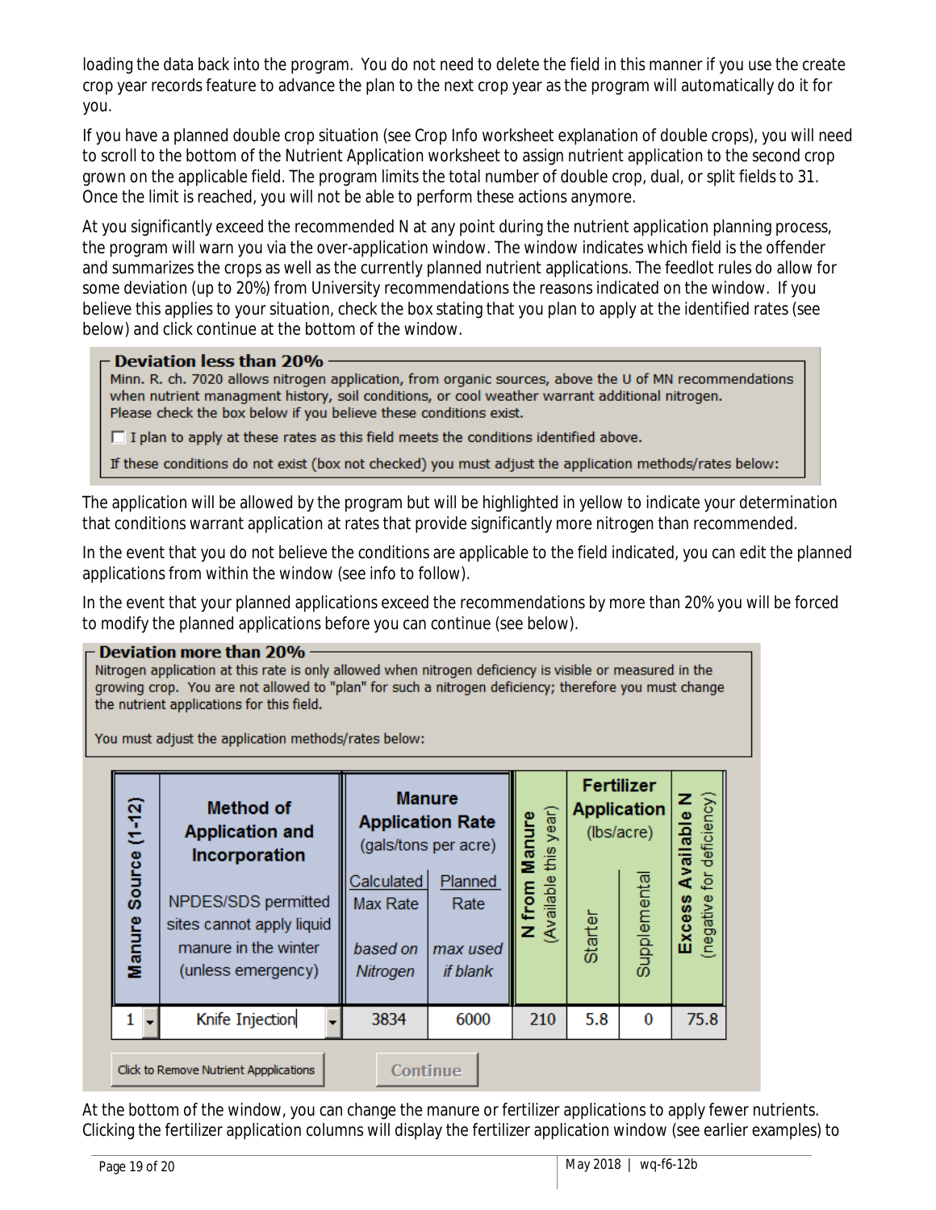loading the data back into the program. You do not need to delete the field in this manner if you use the create crop year records feature to advance the plan to the next crop year as the program will automatically do it for you.

If you have a planned double crop situation (see Crop Info worksheet explanation of double crops), you will need to scroll to the bottom of the Nutrient Application worksheet to assign nutrient application to the second crop grown on the applicable field. The program limits the total number of double crop, dual, or split fields to 31. Once the limit is reached, you will not be able to perform these actions anymore.

At you significantly exceed the recommended N at any point during the nutrient application planning process, the program will warn you via the over-application window. The window indicates which field is the offender and summarizes the crops as well as the currently planned nutrient applications. The feedlot rules do allow for some deviation (up to 20%) from University recommendations the reasons indicated on the window. If you believe this applies to your situation, check the box stating that you plan to apply at the identified rates (see below) and click continue at the bottom of the window.

**Deviation less than 20%**

Minn. R. ch. 7020 allows nitrogen application, from organic sources, above the U of MN recommendations when nutrient managment history, soil conditions, or cool weather warrant additional nitrogen. Please check the box below if you believe these conditions exist.

☐ I plan to apply at these rates as this field meets the conditions identified above.

If these conditions do not exist (box not checked) you must adjust the application methods/rates below:

The application will be allowed by the program but will be highlighted in yellow to indicate your determination that conditions warrant application at rates that provide significantly more nitrogen than recommended.

In the event that you do not believe the conditions are applicable to the field indicated, you can edit the planned applications from within the window (see info to follow).

In the event that your planned applications exceed the recommendations by more than 20% you will be forced to modify the planned applications before you can continue (see below).

**Deviation more than 20%**

Nitrogen application at this rate is only allowed when nitrogen deficiency is visible or measured in the growing crop. You are not allowed to "plan" for such a nitrogen deficiency; therefore you must change the nutrient applications for this field.

You must adjust the application methods/rates below:

| Manure Source (1-12) | Method of Application and Incorporation<br>NPDES/SDS permitted sites cannot apply liquid manure in the winter (unless emergency) | Manure Application Rate (gals/tons per acre) | | N from Manure (Available this year) | Fertilizer Application (lbs/acre) | | Excess Available N (negative for deficiency) |
|---|---|---|---|---|---|---|---|
| | | Calculated Max Rate based on Nitrogen | Planned Rate max used if blank | | Starter | Supplemental | |
| 1 | Knife Injection | 3834 | 6000 | 210 | 5.8 | 0 | 75.8 |

Click to Remove Nutrient Appplications | Continue

At the bottom of the window, you can change the manure or fertilizer applications to apply fewer nutrients. Clicking the fertilizer application columns will display the fertilizer application window (see earlier examples) to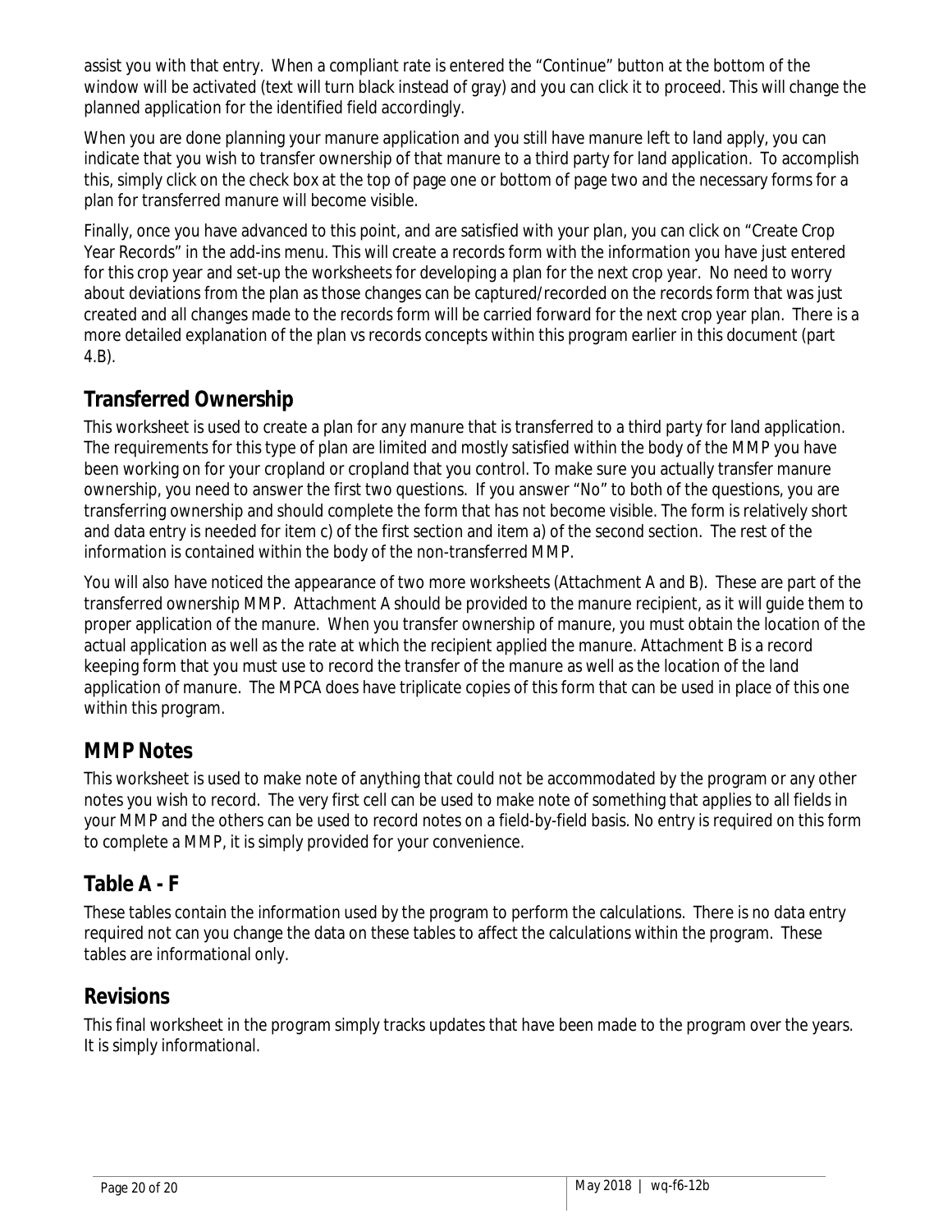assist you with that entry. When a compliant rate is entered the "Continue" button at the bottom of the window will be activated (text will turn black instead of gray) and you can click it to proceed. This will change the planned application for the identified field accordingly.

When you are done planning your manure application and you still have manure left to land apply, you can indicate that you wish to transfer ownership of that manure to a third party for land application. To accomplish this, simply click on the check box at the top of page one or bottom of page two and the necessary forms for a plan for transferred manure will become visible.

Finally, once you have advanced to this point, and are satisfied with your plan, you can click on "Create Crop Year Records" in the add-ins menu. This will create a records form with the information you have just entered for this crop year and set-up the worksheets for developing a plan for the next crop year. No need to worry about deviations from the plan as those changes can be captured/recorded on the records form that was just created and all changes made to the records form will be carried forward for the next crop year plan. There is a more detailed explanation of the plan vs records concepts within this program earlier in this document (part 4.B).

## Transferred Ownership

This worksheet is used to create a plan for any manure that is transferred to a third party for land application. The requirements for this type of plan are limited and mostly satisfied within the body of the MMP you have been working on for your cropland or cropland that you control. To make sure you actually transfer manure ownership, you need to answer the first two questions. If you answer "No" to both of the questions, you are transferring ownership and should complete the form that has not become visible. The form is relatively short and data entry is needed for item c) of the first section and item a) of the second section. The rest of the information is contained within the body of the non-transferred MMP.

You will also have noticed the appearance of two more worksheets (Attachment A and B). These are part of the transferred ownership MMP. Attachment A should be provided to the manure recipient, as it will guide them to proper application of the manure. When you transfer ownership of manure, you must obtain the location of the actual application as well as the rate at which the recipient applied the manure. Attachment B is a record keeping form that you must use to record the transfer of the manure as well as the location of the land application of manure. The MPCA does have triplicate copies of this form that can be used in place of this one within this program.

## MMP Notes

This worksheet is used to make note of anything that could not be accommodated by the program or any other notes you wish to record. The very first cell can be used to make note of something that applies to all fields in your MMP and the others can be used to record notes on a field-by-field basis. No entry is required on this form to complete a MMP, it is simply provided for your convenience.

## Table A - F

These tables contain the information used by the program to perform the calculations. There is no data entry required not can you change the data on these tables to affect the calculations within the program. These tables are informational only.

## Revisions

This final worksheet in the program simply tracks updates that have been made to the program over the years. It is simply informational.